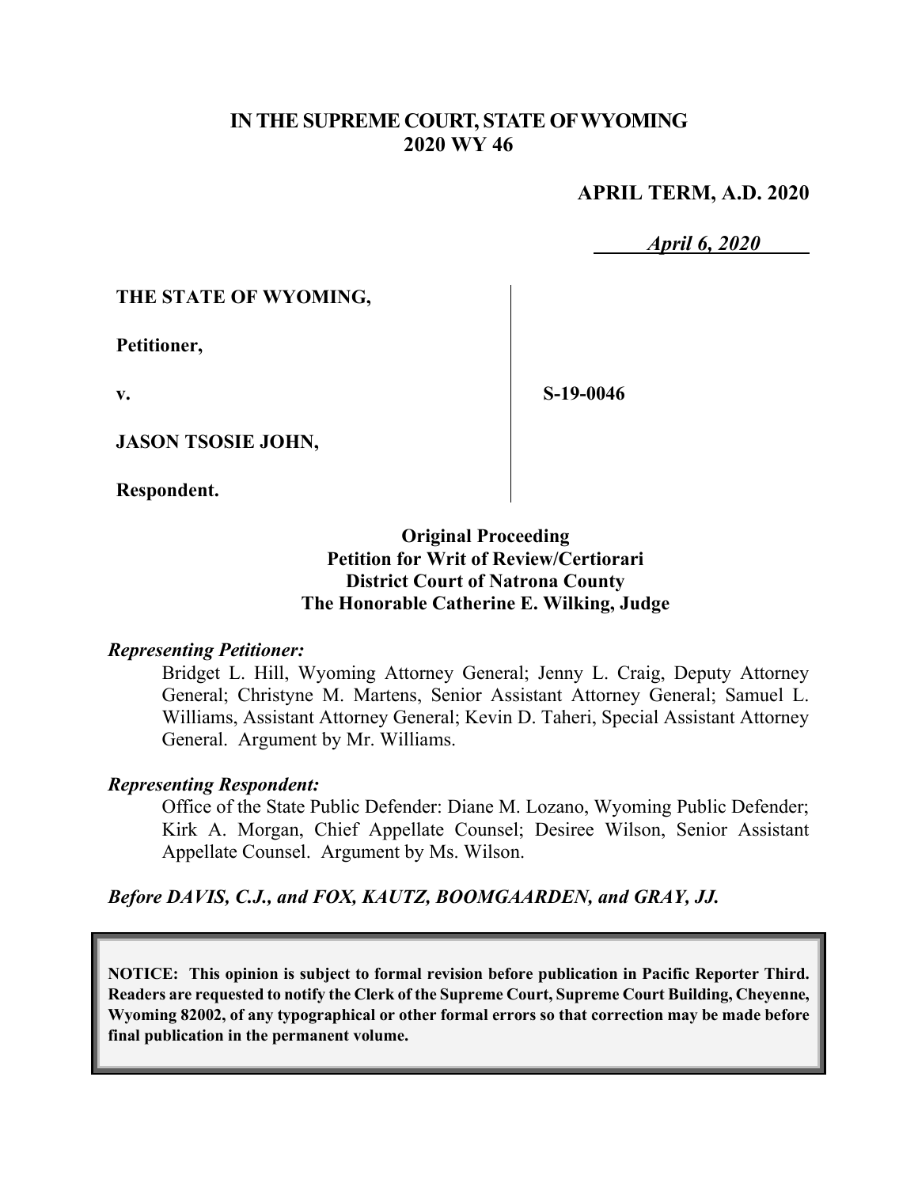**IN THE SUPREME COURT, STATE OF WYOMING**
**2020 WY 46**

**APRIL TERM, A.D. 2020**

*April 6, 2020*

**THE STATE OF WYOMING,**

**Petitioner,**

**v.**

**JASON TSOSIE JOHN,**

**Respondent.**

**S-19-0046**

**Original Proceeding**
**Petition for Writ of Review/Certiorari**
**District Court of Natrona County**
**The Honorable Catherine E. Wilking, Judge**

*Representing Petitioner:*

Bridget L. Hill, Wyoming Attorney General; Jenny L. Craig, Deputy Attorney General; Christyne M. Martens, Senior Assistant Attorney General; Samuel L. Williams, Assistant Attorney General; Kevin D. Taheri, Special Assistant Attorney General. Argument by Mr. Williams.

*Representing Respondent:*

Office of the State Public Defender: Diane M. Lozano, Wyoming Public Defender; Kirk A. Morgan, Chief Appellate Counsel; Desiree Wilson, Senior Assistant Appellate Counsel. Argument by Ms. Wilson.

***Before DAVIS, C.J., and FOX, KAUTZ, BOOMGAARDEN, and GRAY, JJ.***

**NOTICE: This opinion is subject to formal revision before publication in Pacific Reporter Third. Readers are requested to notify the Clerk of the Supreme Court, Supreme Court Building, Cheyenne, Wyoming 82002, of any typographical or other formal errors so that correction may be made before final publication in the permanent volume.**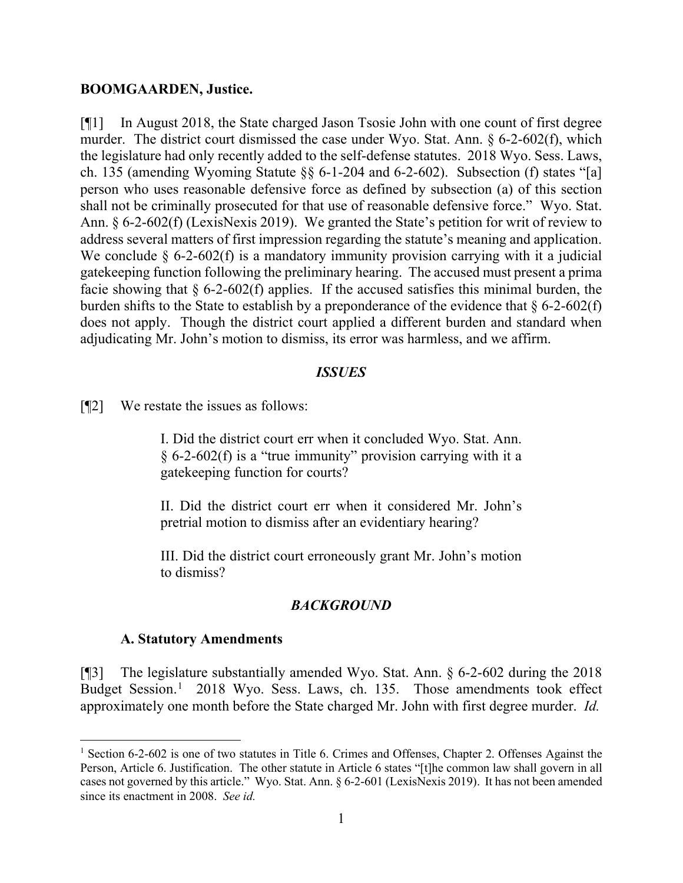**BOOMGAARDEN, Justice.**

[¶1] In August 2018, the State charged Jason Tsosie John with one count of first degree murder. The district court dismissed the case under Wyo. Stat. Ann. § 6-2-602(f), which the legislature had only recently added to the self-defense statutes. 2018 Wyo. Sess. Laws, ch. 135 (amending Wyoming Statute §§ 6-1-204 and 6-2-602). Subsection (f) states "[a] person who uses reasonable defensive force as defined by subsection (a) of this section shall not be criminally prosecuted for that use of reasonable defensive force." Wyo. Stat. Ann. § 6-2-602(f) (LexisNexis 2019). We granted the State's petition for writ of review to address several matters of first impression regarding the statute's meaning and application. We conclude § 6-2-602(f) is a mandatory immunity provision carrying with it a judicial gatekeeping function following the preliminary hearing. The accused must present a prima facie showing that § 6-2-602(f) applies. If the accused satisfies this minimal burden, the burden shifts to the State to establish by a preponderance of the evidence that § 6-2-602(f) does not apply. Though the district court applied a different burden and standard when adjudicating Mr. John's motion to dismiss, its error was harmless, and we affirm.

## *ISSUES*

[¶2] We restate the issues as follows:

> I. Did the district court err when it concluded Wyo. Stat. Ann. § 6-2-602(f) is a "true immunity" provision carrying with it a gatekeeping function for courts?
>
> II. Did the district court err when it considered Mr. John's pretrial motion to dismiss after an evidentiary hearing?
>
> III. Did the district court erroneously grant Mr. John's motion to dismiss?

## *BACKGROUND*

### A. Statutory Amendments

[¶3] The legislature substantially amended Wyo. Stat. Ann. § 6-2-602 during the 2018 Budget Session.[1] 2018 Wyo. Sess. Laws, ch. 135. Those amendments took effect approximately one month before the State charged Mr. John with first degree murder. *Id.*

[1] Section 6-2-602 is one of two statutes in Title 6. Crimes and Offenses, Chapter 2. Offenses Against the Person, Article 6. Justification. The other statute in Article 6 states "[t]he common law shall govern in all cases not governed by this article." Wyo. Stat. Ann. § 6-2-601 (LexisNexis 2019). It has not been amended since its enactment in 2008. *See id.*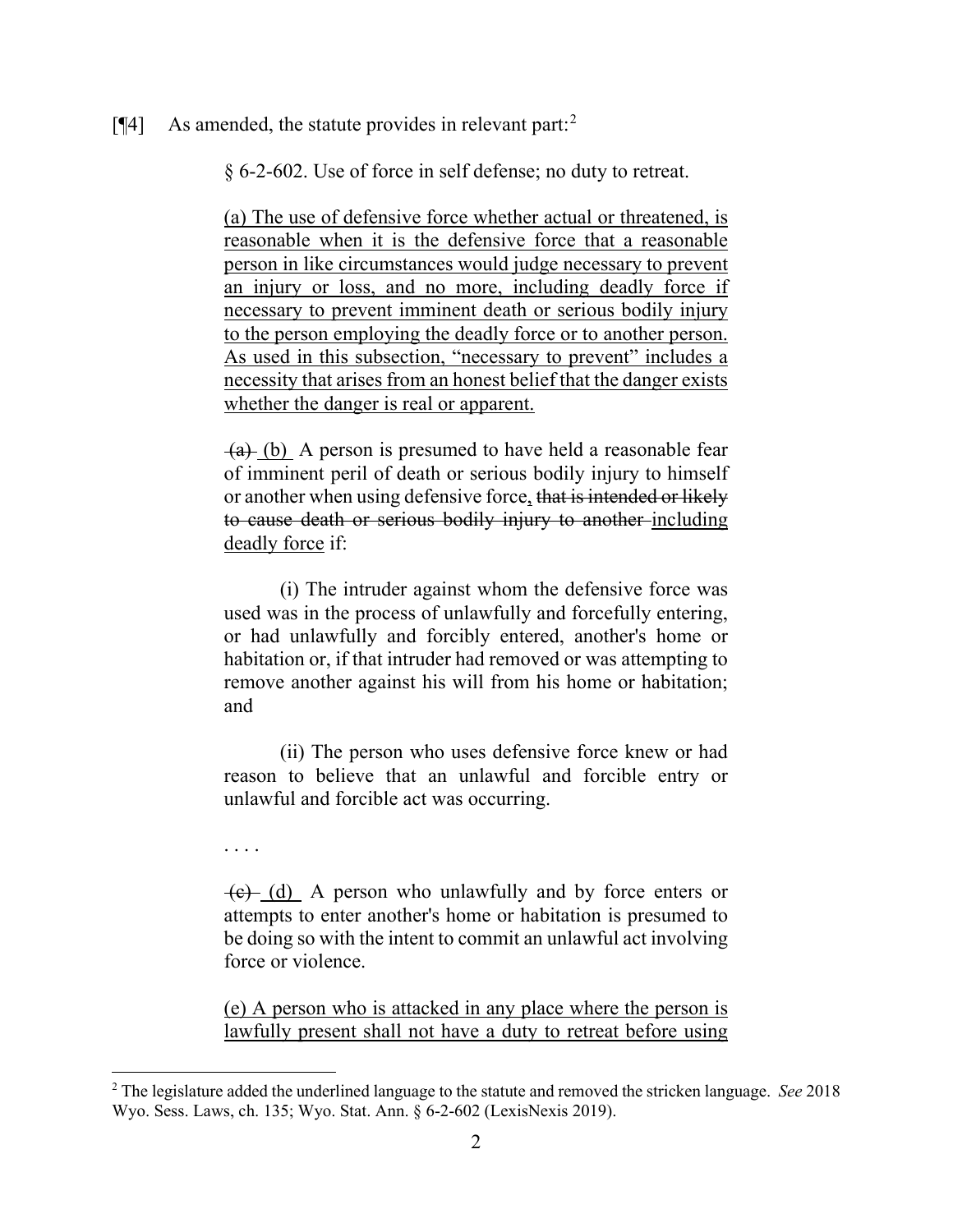[¶4] As amended, the statute provides in relevant part:[2]

> § 6-2-602. Use of force in self defense; no duty to retreat.
>
> <u>(a) The use of defensive force whether actual or threatened, is reasonable when it is the defensive force that a reasonable person in like circumstances would judge necessary to prevent an injury or loss, and no more, including deadly force if necessary to prevent imminent death or serious bodily injury to the person employing the deadly force or to another person. As used in this subsection, "necessary to prevent" includes a necessity that arises from an honest belief that the danger exists whether the danger is real or apparent.</u>
>
> ~~(a)~~ <u>(b)</u> A person is presumed to have held a reasonable fear of imminent peril of death or serious bodily injury to himself or another when using defensive force~~, that is intended or likely to cause death or serious bodily injury to another~~ <u>including deadly force</u> if:
>
> (i) The intruder against whom the defensive force was used was in the process of unlawfully and forcefully entering, or had unlawfully and forcibly entered, another's home or habitation or, if that intruder had removed or was attempting to remove another against his will from his home or habitation; and
>
> (ii) The person who uses defensive force knew or had reason to believe that an unlawful and forcible entry or unlawful and forcible act was occurring.
>
> . . . .
>
> ~~(c)~~ <u>(d)</u> A person who unlawfully and by force enters or attempts to enter another's home or habitation is presumed to be doing so with the intent to commit an unlawful act involving force or violence.
>
> <u>(e) A person who is attacked in any place where the person is lawfully present shall not have a duty to retreat before using</u>

---

[2] The legislature added the underlined language to the statute and removed the stricken language. *See* 2018 Wyo. Sess. Laws, ch. 135; Wyo. Stat. Ann. § 6-2-602 (LexisNexis 2019).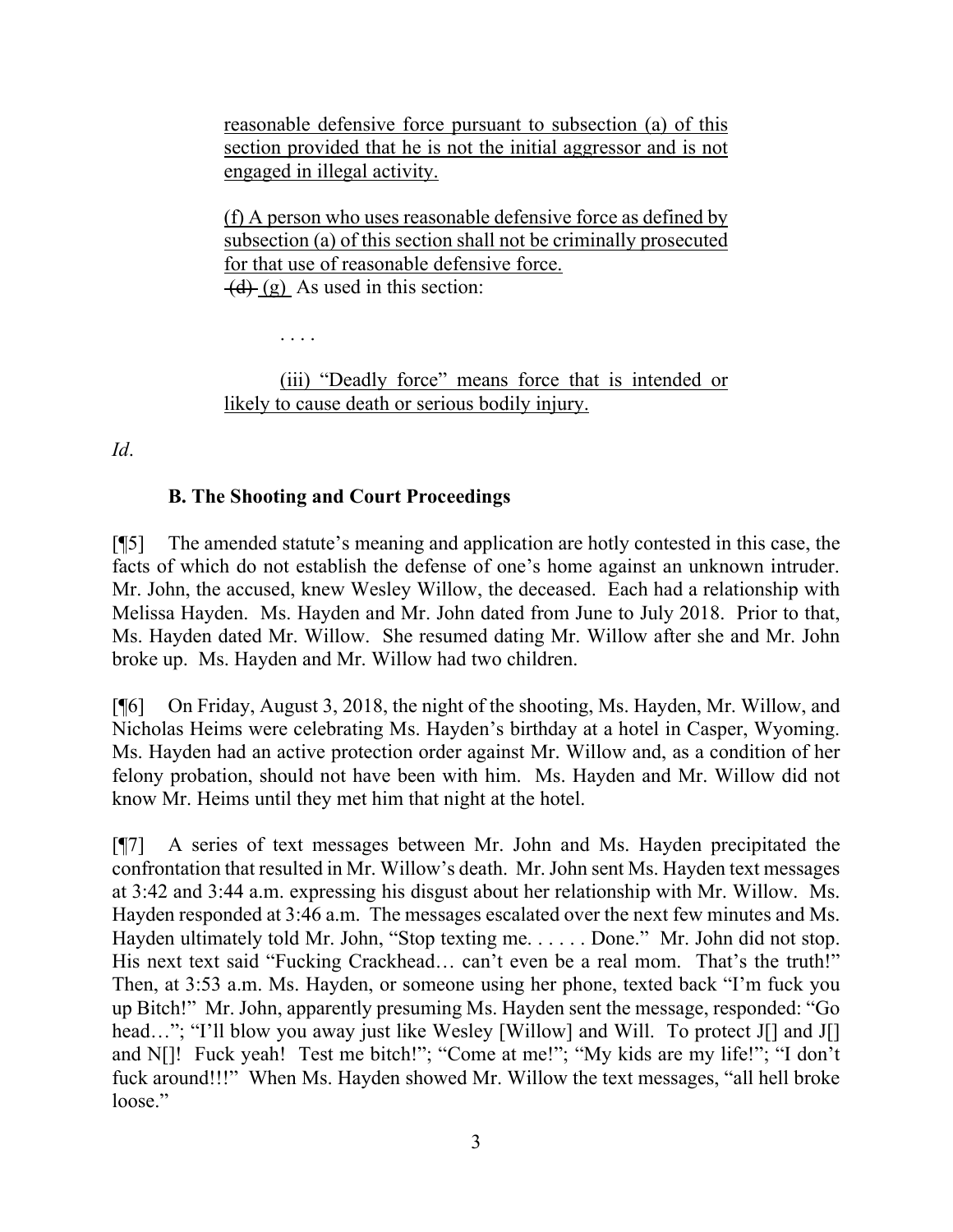reasonable defensive force pursuant to subsection (a) of this section provided that he is not the initial aggressor and is not engaged in illegal activity.

(f) A person who uses reasonable defensive force as defined by subsection (a) of this section shall not be criminally prosecuted for that use of reasonable defensive force.
~~(d)~~ (g) As used in this section:

. . . .

(iii) "Deadly force" means force that is intended or likely to cause death or serious bodily injury.

*Id*.

### B. The Shooting and Court Proceedings

[¶5] The amended statute's meaning and application are hotly contested in this case, the facts of which do not establish the defense of one's home against an unknown intruder. Mr. John, the accused, knew Wesley Willow, the deceased. Each had a relationship with Melissa Hayden. Ms. Hayden and Mr. John dated from June to July 2018. Prior to that, Ms. Hayden dated Mr. Willow. She resumed dating Mr. Willow after she and Mr. John broke up. Ms. Hayden and Mr. Willow had two children.

[¶6] On Friday, August 3, 2018, the night of the shooting, Ms. Hayden, Mr. Willow, and Nicholas Heims were celebrating Ms. Hayden's birthday at a hotel in Casper, Wyoming. Ms. Hayden had an active protection order against Mr. Willow and, as a condition of her felony probation, should not have been with him. Ms. Hayden and Mr. Willow did not know Mr. Heims until they met him that night at the hotel.

[¶7] A series of text messages between Mr. John and Ms. Hayden precipitated the confrontation that resulted in Mr. Willow's death. Mr. John sent Ms. Hayden text messages at 3:42 and 3:44 a.m. expressing his disgust about her relationship with Mr. Willow. Ms. Hayden responded at 3:46 a.m. The messages escalated over the next few minutes and Ms. Hayden ultimately told Mr. John, "Stop texting me. . . . . . Done." Mr. John did not stop. His next text said "Fucking Crackhead… can't even be a real mom. That's the truth!" Then, at 3:53 a.m. Ms. Hayden, or someone using her phone, texted back "I'm fuck you up Bitch!" Mr. John, apparently presuming Ms. Hayden sent the message, responded: "Go head…"; "I'll blow you away just like Wesley [Willow] and Will. To protect J[] and J[] and N[]! Fuck yeah! Test me bitch!"; "Come at me!"; "My kids are my life!"; "I don't fuck around!!!" When Ms. Hayden showed Mr. Willow the text messages, "all hell broke loose."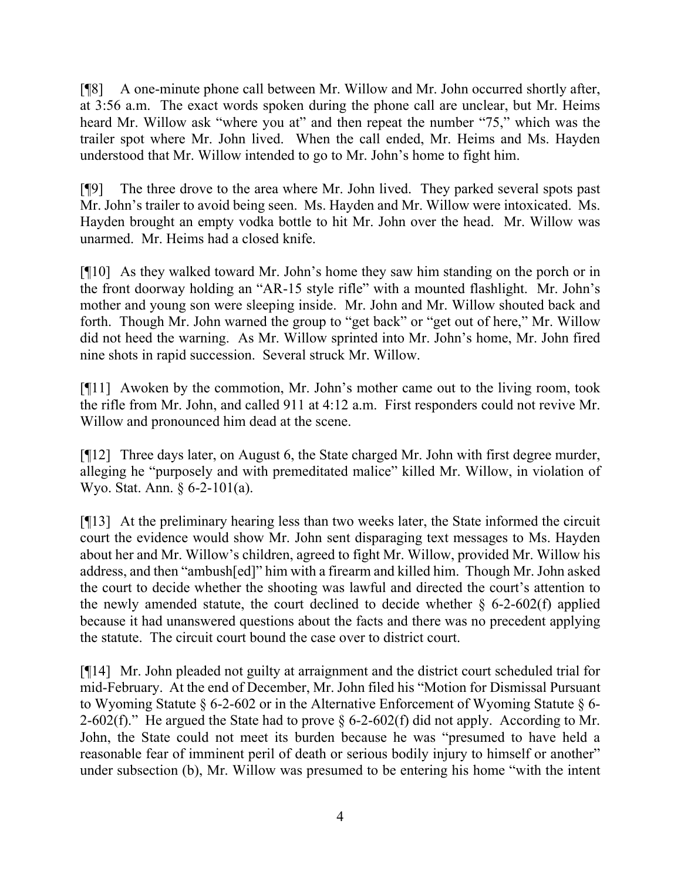[¶8] A one-minute phone call between Mr. Willow and Mr. John occurred shortly after, at 3:56 a.m. The exact words spoken during the phone call are unclear, but Mr. Heims heard Mr. Willow ask "where you at" and then repeat the number "75," which was the trailer spot where Mr. John lived. When the call ended, Mr. Heims and Ms. Hayden understood that Mr. Willow intended to go to Mr. John's home to fight him.

[¶9] The three drove to the area where Mr. John lived. They parked several spots past Mr. John's trailer to avoid being seen. Ms. Hayden and Mr. Willow were intoxicated. Ms. Hayden brought an empty vodka bottle to hit Mr. John over the head. Mr. Willow was unarmed. Mr. Heims had a closed knife.

[¶10] As they walked toward Mr. John's home they saw him standing on the porch or in the front doorway holding an "AR-15 style rifle" with a mounted flashlight. Mr. John's mother and young son were sleeping inside. Mr. John and Mr. Willow shouted back and forth. Though Mr. John warned the group to "get back" or "get out of here," Mr. Willow did not heed the warning. As Mr. Willow sprinted into Mr. John's home, Mr. John fired nine shots in rapid succession. Several struck Mr. Willow.

[¶11] Awoken by the commotion, Mr. John's mother came out to the living room, took the rifle from Mr. John, and called 911 at 4:12 a.m. First responders could not revive Mr. Willow and pronounced him dead at the scene.

[¶12] Three days later, on August 6, the State charged Mr. John with first degree murder, alleging he "purposely and with premeditated malice" killed Mr. Willow, in violation of Wyo. Stat. Ann. § 6-2-101(a).

[¶13] At the preliminary hearing less than two weeks later, the State informed the circuit court the evidence would show Mr. John sent disparaging text messages to Ms. Hayden about her and Mr. Willow's children, agreed to fight Mr. Willow, provided Mr. Willow his address, and then "ambush[ed]" him with a firearm and killed him. Though Mr. John asked the court to decide whether the shooting was lawful and directed the court's attention to the newly amended statute, the court declined to decide whether § 6-2-602(f) applied because it had unanswered questions about the facts and there was no precedent applying the statute. The circuit court bound the case over to district court.

[¶14] Mr. John pleaded not guilty at arraignment and the district court scheduled trial for mid-February. At the end of December, Mr. John filed his "Motion for Dismissal Pursuant to Wyoming Statute § 6-2-602 or in the Alternative Enforcement of Wyoming Statute § 6-2-602(f)." He argued the State had to prove § 6-2-602(f) did not apply. According to Mr. John, the State could not meet its burden because he was "presumed to have held a reasonable fear of imminent peril of death or serious bodily injury to himself or another" under subsection (b), Mr. Willow was presumed to be entering his home "with the intent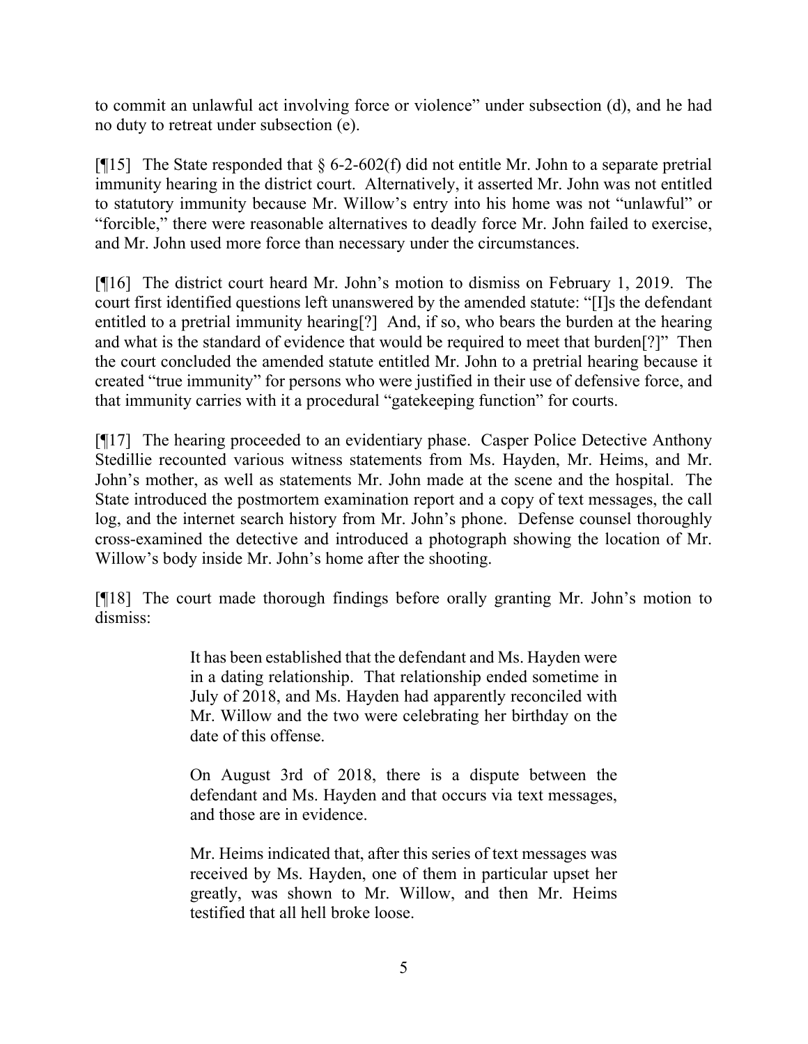to commit an unlawful act involving force or violence" under subsection (d), and he had no duty to retreat under subsection (e).

[¶15] The State responded that § 6-2-602(f) did not entitle Mr. John to a separate pretrial immunity hearing in the district court. Alternatively, it asserted Mr. John was not entitled to statutory immunity because Mr. Willow's entry into his home was not "unlawful" or "forcible," there were reasonable alternatives to deadly force Mr. John failed to exercise, and Mr. John used more force than necessary under the circumstances.

[¶16] The district court heard Mr. John's motion to dismiss on February 1, 2019. The court first identified questions left unanswered by the amended statute: "[I]s the defendant entitled to a pretrial immunity hearing[?] And, if so, who bears the burden at the hearing and what is the standard of evidence that would be required to meet that burden[?]" Then the court concluded the amended statute entitled Mr. John to a pretrial hearing because it created "true immunity" for persons who were justified in their use of defensive force, and that immunity carries with it a procedural "gatekeeping function" for courts.

[¶17] The hearing proceeded to an evidentiary phase. Casper Police Detective Anthony Stedillie recounted various witness statements from Ms. Hayden, Mr. Heims, and Mr. John's mother, as well as statements Mr. John made at the scene and the hospital. The State introduced the postmortem examination report and a copy of text messages, the call log, and the internet search history from Mr. John's phone. Defense counsel thoroughly cross-examined the detective and introduced a photograph showing the location of Mr. Willow's body inside Mr. John's home after the shooting.

[¶18] The court made thorough findings before orally granting Mr. John's motion to dismiss:

> It has been established that the defendant and Ms. Hayden were in a dating relationship. That relationship ended sometime in July of 2018, and Ms. Hayden had apparently reconciled with Mr. Willow and the two were celebrating her birthday on the date of this offense.
>
> On August 3rd of 2018, there is a dispute between the defendant and Ms. Hayden and that occurs via text messages, and those are in evidence.
>
> Mr. Heims indicated that, after this series of text messages was received by Ms. Hayden, one of them in particular upset her greatly, was shown to Mr. Willow, and then Mr. Heims testified that all hell broke loose.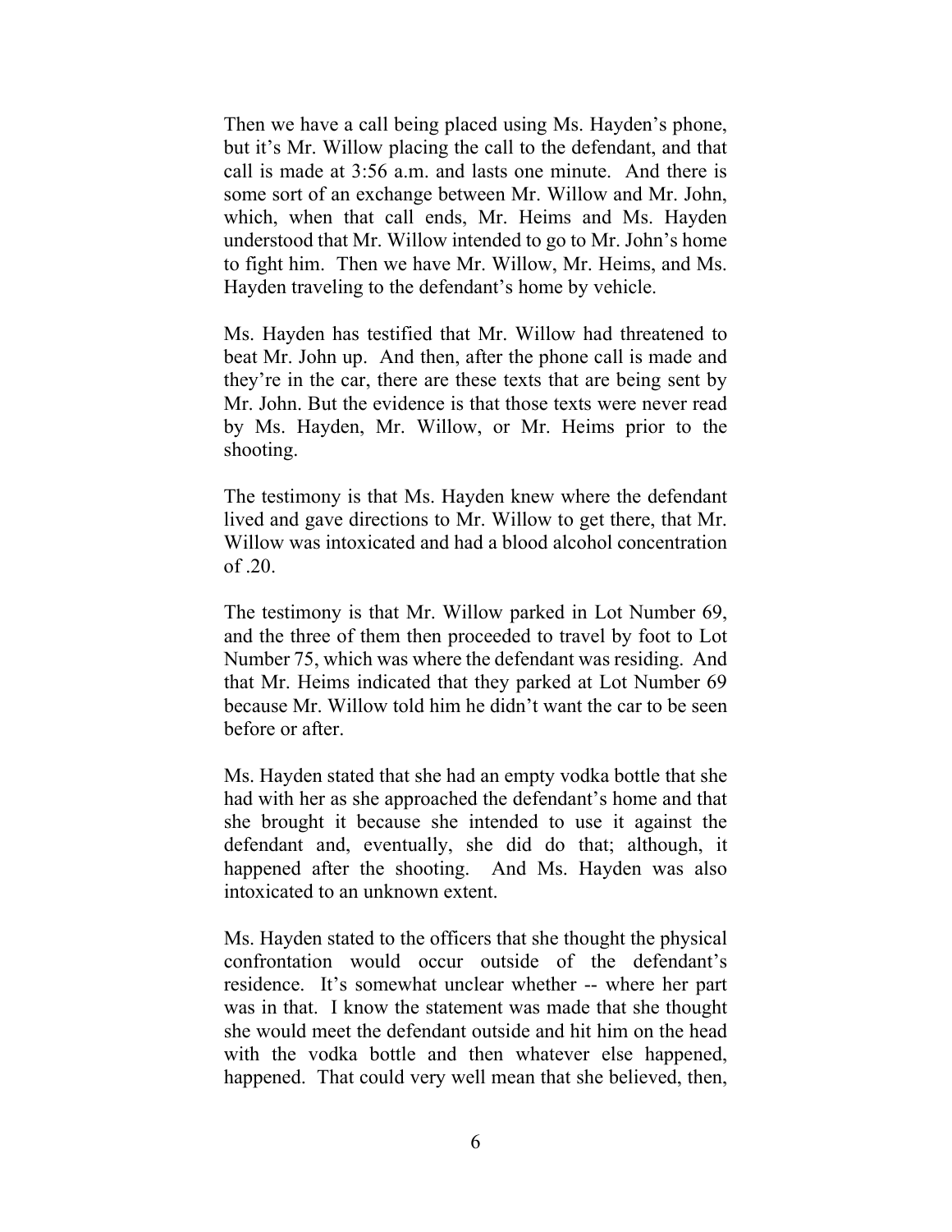Then we have a call being placed using Ms. Hayden's phone, but it's Mr. Willow placing the call to the defendant, and that call is made at 3:56 a.m. and lasts one minute. And there is some sort of an exchange between Mr. Willow and Mr. John, which, when that call ends, Mr. Heims and Ms. Hayden understood that Mr. Willow intended to go to Mr. John's home to fight him. Then we have Mr. Willow, Mr. Heims, and Ms. Hayden traveling to the defendant's home by vehicle.

Ms. Hayden has testified that Mr. Willow had threatened to beat Mr. John up. And then, after the phone call is made and they're in the car, there are these texts that are being sent by Mr. John. But the evidence is that those texts were never read by Ms. Hayden, Mr. Willow, or Mr. Heims prior to the shooting.

The testimony is that Ms. Hayden knew where the defendant lived and gave directions to Mr. Willow to get there, that Mr. Willow was intoxicated and had a blood alcohol concentration of .20.

The testimony is that Mr. Willow parked in Lot Number 69, and the three of them then proceeded to travel by foot to Lot Number 75, which was where the defendant was residing. And that Mr. Heims indicated that they parked at Lot Number 69 because Mr. Willow told him he didn't want the car to be seen before or after.

Ms. Hayden stated that she had an empty vodka bottle that she had with her as she approached the defendant's home and that she brought it because she intended to use it against the defendant and, eventually, she did do that; although, it happened after the shooting. And Ms. Hayden was also intoxicated to an unknown extent.

Ms. Hayden stated to the officers that she thought the physical confrontation would occur outside of the defendant's residence. It's somewhat unclear whether -- where her part was in that. I know the statement was made that she thought she would meet the defendant outside and hit him on the head with the vodka bottle and then whatever else happened, happened. That could very well mean that she believed, then,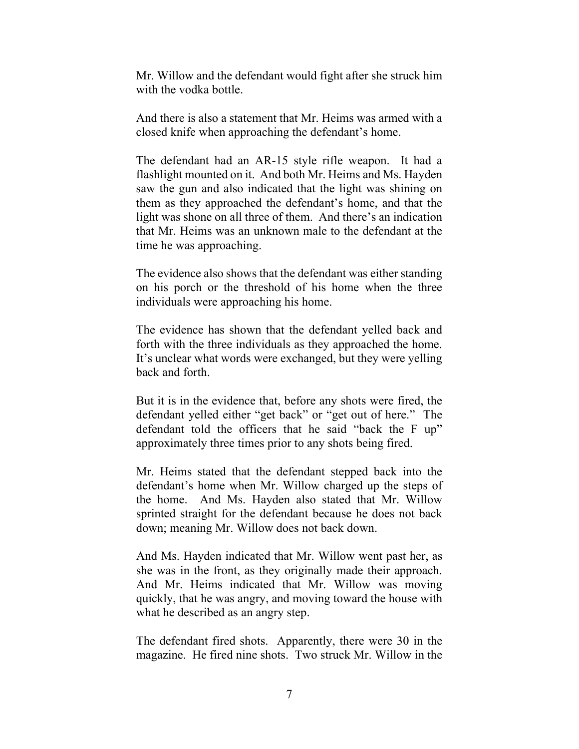Mr. Willow and the defendant would fight after she struck him with the vodka bottle.

And there is also a statement that Mr. Heims was armed with a closed knife when approaching the defendant's home.

The defendant had an AR-15 style rifle weapon. It had a flashlight mounted on it. And both Mr. Heims and Ms. Hayden saw the gun and also indicated that the light was shining on them as they approached the defendant's home, and that the light was shone on all three of them. And there's an indication that Mr. Heims was an unknown male to the defendant at the time he was approaching.

The evidence also shows that the defendant was either standing on his porch or the threshold of his home when the three individuals were approaching his home.

The evidence has shown that the defendant yelled back and forth with the three individuals as they approached the home. It's unclear what words were exchanged, but they were yelling back and forth.

But it is in the evidence that, before any shots were fired, the defendant yelled either "get back" or "get out of here." The defendant told the officers that he said "back the F up" approximately three times prior to any shots being fired.

Mr. Heims stated that the defendant stepped back into the defendant's home when Mr. Willow charged up the steps of the home. And Ms. Hayden also stated that Mr. Willow sprinted straight for the defendant because he does not back down; meaning Mr. Willow does not back down.

And Ms. Hayden indicated that Mr. Willow went past her, as she was in the front, as they originally made their approach. And Mr. Heims indicated that Mr. Willow was moving quickly, that he was angry, and moving toward the house with what he described as an angry step.

The defendant fired shots. Apparently, there were 30 in the magazine. He fired nine shots. Two struck Mr. Willow in the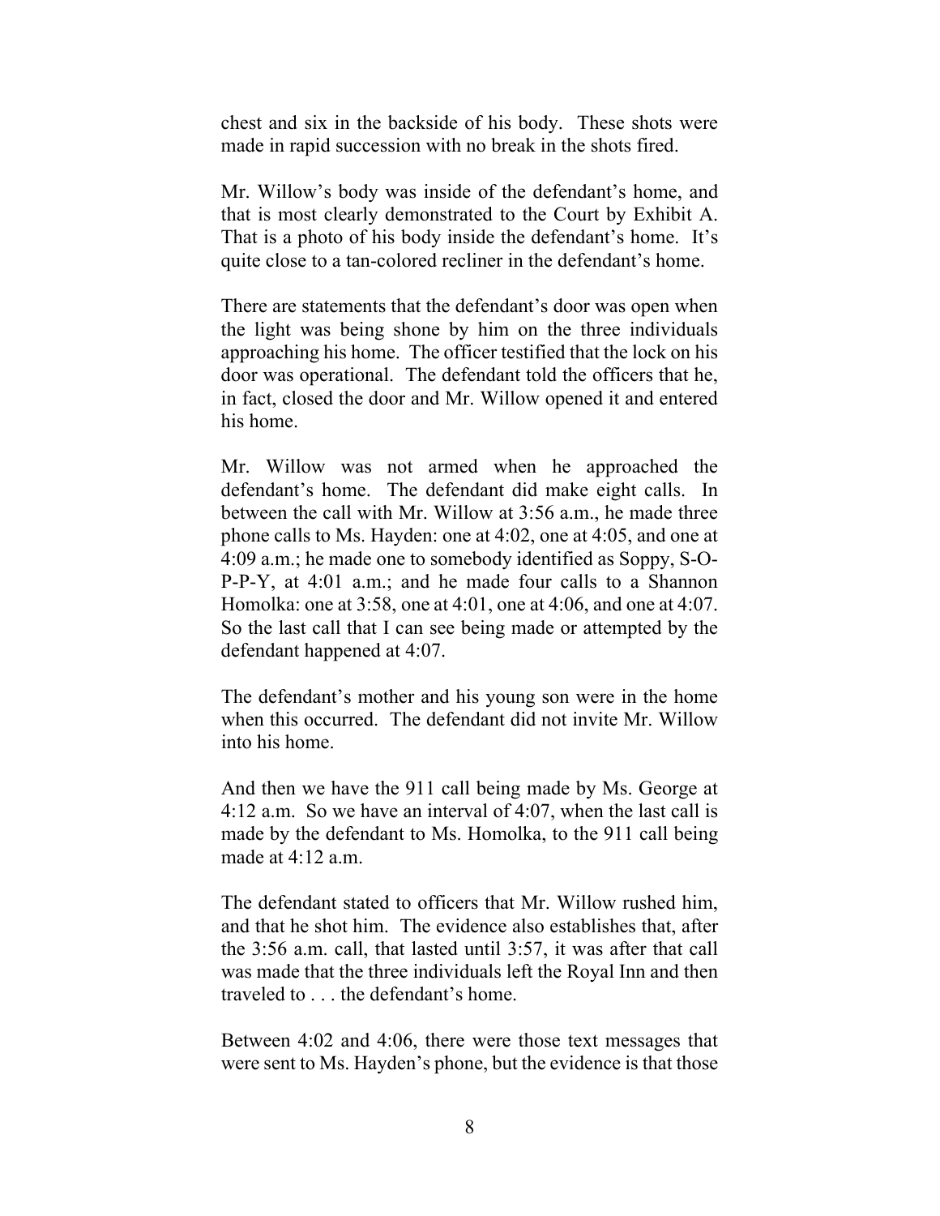chest and six in the backside of his body. These shots were made in rapid succession with no break in the shots fired.

Mr. Willow's body was inside of the defendant's home, and that is most clearly demonstrated to the Court by Exhibit A. That is a photo of his body inside the defendant's home. It's quite close to a tan-colored recliner in the defendant's home.

There are statements that the defendant's door was open when the light was being shone by him on the three individuals approaching his home. The officer testified that the lock on his door was operational. The defendant told the officers that he, in fact, closed the door and Mr. Willow opened it and entered his home.

Mr. Willow was not armed when he approached the defendant's home. The defendant did make eight calls. In between the call with Mr. Willow at 3:56 a.m., he made three phone calls to Ms. Hayden: one at 4:02, one at 4:05, and one at 4:09 a.m.; he made one to somebody identified as Soppy, S-O-P-P-Y, at 4:01 a.m.; and he made four calls to a Shannon Homolka: one at 3:58, one at 4:01, one at 4:06, and one at 4:07. So the last call that I can see being made or attempted by the defendant happened at 4:07.

The defendant's mother and his young son were in the home when this occurred. The defendant did not invite Mr. Willow into his home.

And then we have the 911 call being made by Ms. George at 4:12 a.m. So we have an interval of 4:07, when the last call is made by the defendant to Ms. Homolka, to the 911 call being made at 4:12 a.m.

The defendant stated to officers that Mr. Willow rushed him, and that he shot him. The evidence also establishes that, after the 3:56 a.m. call, that lasted until 3:57, it was after that call was made that the three individuals left the Royal Inn and then traveled to . . . the defendant's home.

Between 4:02 and 4:06, there were those text messages that were sent to Ms. Hayden's phone, but the evidence is that those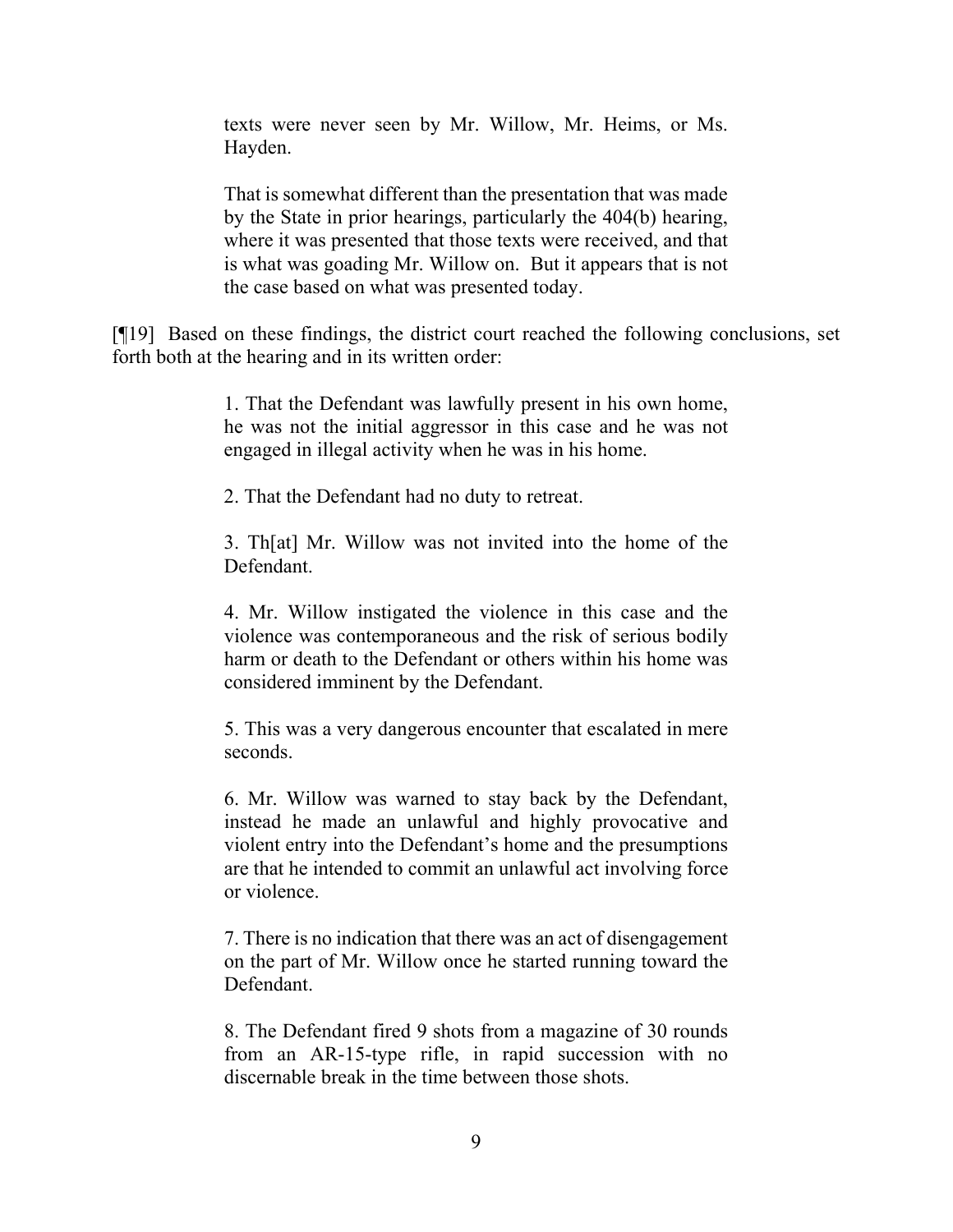> texts were never seen by Mr. Willow, Mr. Heims, or Ms. Hayden.
>
> That is somewhat different than the presentation that was made by the State in prior hearings, particularly the 404(b) hearing, where it was presented that those texts were received, and that is what was goading Mr. Willow on. But it appears that is not the case based on what was presented today.

[¶19] Based on these findings, the district court reached the following conclusions, set forth both at the hearing and in its written order:

> 1. That the Defendant was lawfully present in his own home, he was not the initial aggressor in this case and he was not engaged in illegal activity when he was in his home.
>
> 2. That the Defendant had no duty to retreat.
>
> 3. Th[at] Mr. Willow was not invited into the home of the Defendant.
>
> 4. Mr. Willow instigated the violence in this case and the violence was contemporaneous and the risk of serious bodily harm or death to the Defendant or others within his home was considered imminent by the Defendant.
>
> 5. This was a very dangerous encounter that escalated in mere seconds.
>
> 6. Mr. Willow was warned to stay back by the Defendant, instead he made an unlawful and highly provocative and violent entry into the Defendant's home and the presumptions are that he intended to commit an unlawful act involving force or violence.
>
> 7. There is no indication that there was an act of disengagement on the part of Mr. Willow once he started running toward the Defendant.
>
> 8. The Defendant fired 9 shots from a magazine of 30 rounds from an AR-15-type rifle, in rapid succession with no discernable break in the time between those shots.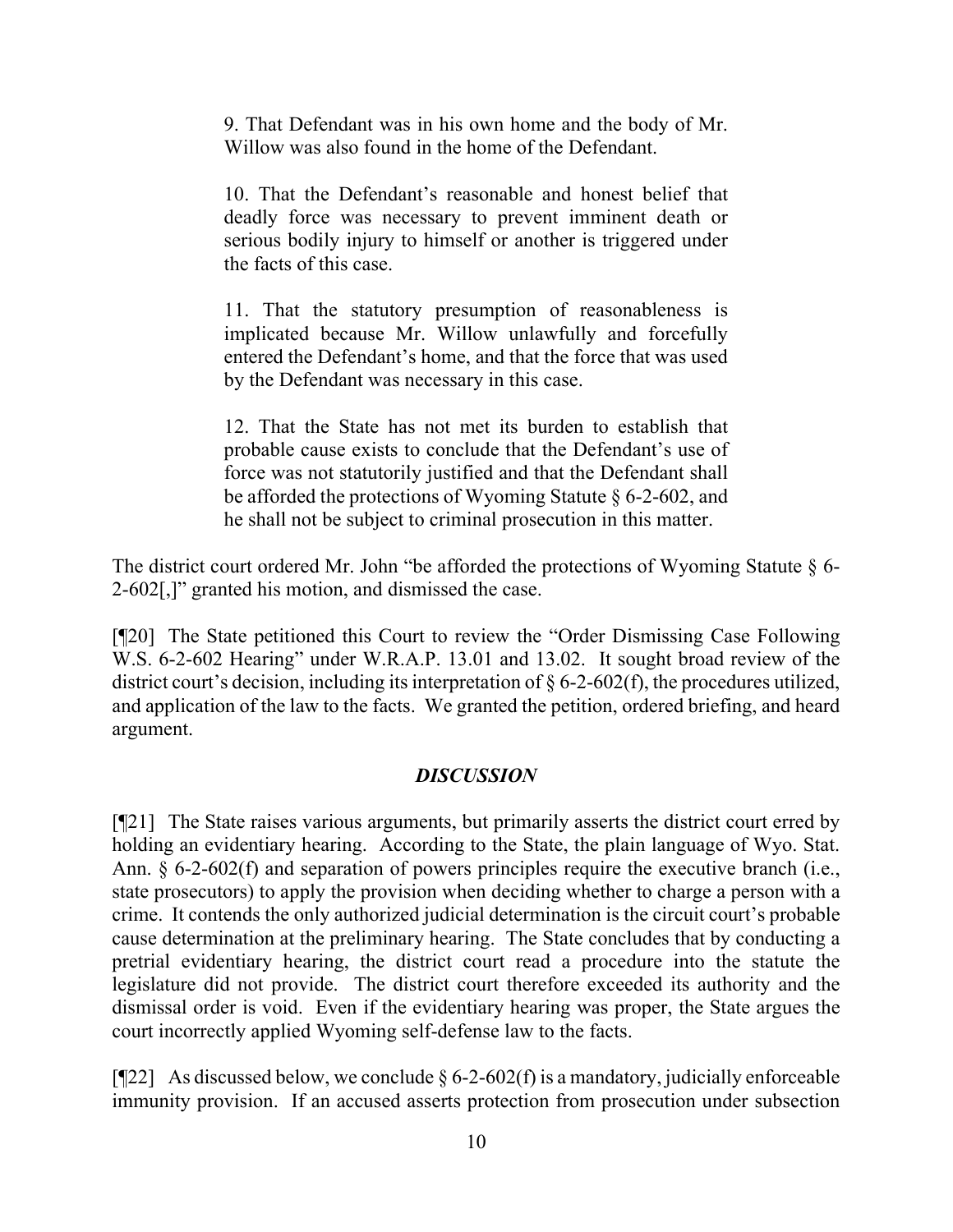> 9. That Defendant was in his own home and the body of Mr. Willow was also found in the home of the Defendant.
>
> 10. That the Defendant's reasonable and honest belief that deadly force was necessary to prevent imminent death or serious bodily injury to himself or another is triggered under the facts of this case.
>
> 11. That the statutory presumption of reasonableness is implicated because Mr. Willow unlawfully and forcefully entered the Defendant's home, and that the force that was used by the Defendant was necessary in this case.
>
> 12. That the State has not met its burden to establish that probable cause exists to conclude that the Defendant's use of force was not statutorily justified and that the Defendant shall be afforded the protections of Wyoming Statute § 6-2-602, and he shall not be subject to criminal prosecution in this matter.

The district court ordered Mr. John "be afforded the protections of Wyoming Statute § 6-2-602[,]" granted his motion, and dismissed the case.

[¶20] The State petitioned this Court to review the "Order Dismissing Case Following W.S. 6-2-602 Hearing" under W.R.A.P. 13.01 and 13.02. It sought broad review of the district court's decision, including its interpretation of § 6-2-602(f), the procedures utilized, and application of the law to the facts. We granted the petition, ordered briefing, and heard argument.

## *DISCUSSION*

[¶21] The State raises various arguments, but primarily asserts the district court erred by holding an evidentiary hearing. According to the State, the plain language of Wyo. Stat. Ann. § 6-2-602(f) and separation of powers principles require the executive branch (i.e., state prosecutors) to apply the provision when deciding whether to charge a person with a crime. It contends the only authorized judicial determination is the circuit court's probable cause determination at the preliminary hearing. The State concludes that by conducting a pretrial evidentiary hearing, the district court read a procedure into the statute the legislature did not provide. The district court therefore exceeded its authority and the dismissal order is void. Even if the evidentiary hearing was proper, the State argues the court incorrectly applied Wyoming self-defense law to the facts.

[¶22] As discussed below, we conclude § 6-2-602(f) is a mandatory, judicially enforceable immunity provision. If an accused asserts protection from prosecution under subsection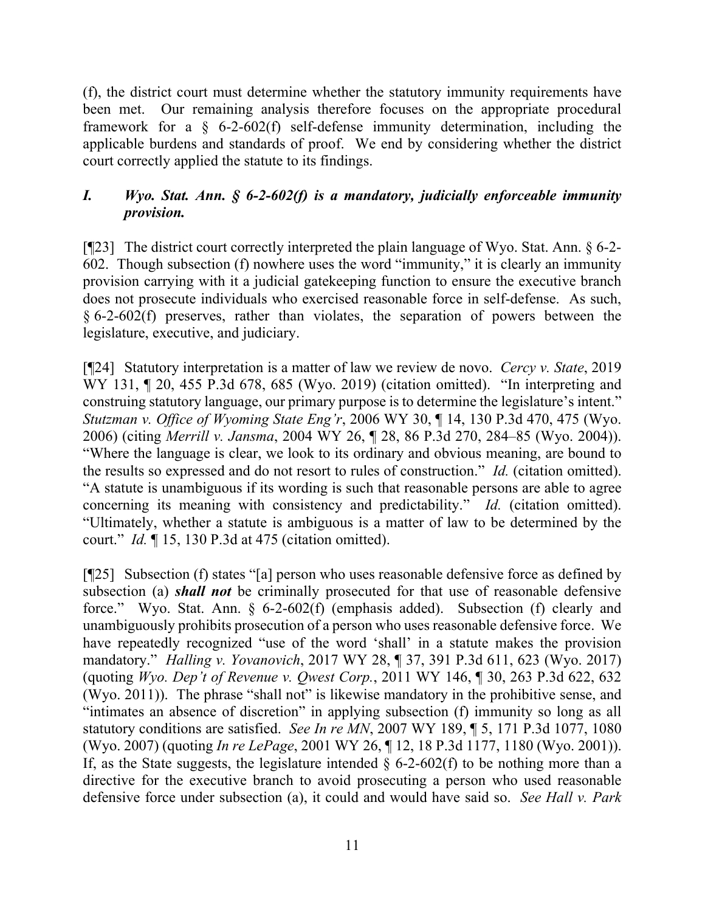(f), the district court must determine whether the statutory immunity requirements have been met. Our remaining analysis therefore focuses on the appropriate procedural framework for a § 6-2-602(f) self-defense immunity determination, including the applicable burdens and standards of proof. We end by considering whether the district court correctly applied the statute to its findings.

### *I. Wyo. Stat. Ann. § 6-2-602(f) is a mandatory, judicially enforceable immunity provision.*

[¶23] The district court correctly interpreted the plain language of Wyo. Stat. Ann. § 6-2-602. Though subsection (f) nowhere uses the word "immunity," it is clearly an immunity provision carrying with it a judicial gatekeeping function to ensure the executive branch does not prosecute individuals who exercised reasonable force in self-defense. As such, § 6-2-602(f) preserves, rather than violates, the separation of powers between the legislature, executive, and judiciary.

[¶24] Statutory interpretation is a matter of law we review de novo. *Cercy v. State*, 2019 WY 131, ¶ 20, 455 P.3d 678, 685 (Wyo. 2019) (citation omitted). "In interpreting and construing statutory language, our primary purpose is to determine the legislature's intent." *Stutzman v. Office of Wyoming State Eng'r*, 2006 WY 30, ¶ 14, 130 P.3d 470, 475 (Wyo. 2006) (citing *Merrill v. Jansma*, 2004 WY 26, ¶ 28, 86 P.3d 270, 284–85 (Wyo. 2004)). "Where the language is clear, we look to its ordinary and obvious meaning, are bound to the results so expressed and do not resort to rules of construction." *Id.* (citation omitted). "A statute is unambiguous if its wording is such that reasonable persons are able to agree concerning its meaning with consistency and predictability." *Id.* (citation omitted). "Ultimately, whether a statute is ambiguous is a matter of law to be determined by the court." *Id.* ¶ 15, 130 P.3d at 475 (citation omitted).

[¶25] Subsection (f) states "[a] person who uses reasonable defensive force as defined by subsection (a) ***shall not*** be criminally prosecuted for that use of reasonable defensive force." Wyo. Stat. Ann. § 6-2-602(f) (emphasis added). Subsection (f) clearly and unambiguously prohibits prosecution of a person who uses reasonable defensive force. We have repeatedly recognized "use of the word 'shall' in a statute makes the provision mandatory." *Halling v. Yovanovich*, 2017 WY 28, ¶ 37, 391 P.3d 611, 623 (Wyo. 2017) (quoting *Wyo. Dep't of Revenue v. Qwest Corp.*, 2011 WY 146, ¶ 30, 263 P.3d 622, 632 (Wyo. 2011)). The phrase "shall not" is likewise mandatory in the prohibitive sense, and "intimates an absence of discretion" in applying subsection (f) immunity so long as all statutory conditions are satisfied. *See In re MN*, 2007 WY 189, ¶ 5, 171 P.3d 1077, 1080 (Wyo. 2007) (quoting *In re LePage*, 2001 WY 26, ¶ 12, 18 P.3d 1177, 1180 (Wyo. 2001)). If, as the State suggests, the legislature intended § 6-2-602(f) to be nothing more than a directive for the executive branch to avoid prosecuting a person who used reasonable defensive force under subsection (a), it could and would have said so. *See Hall v. Park*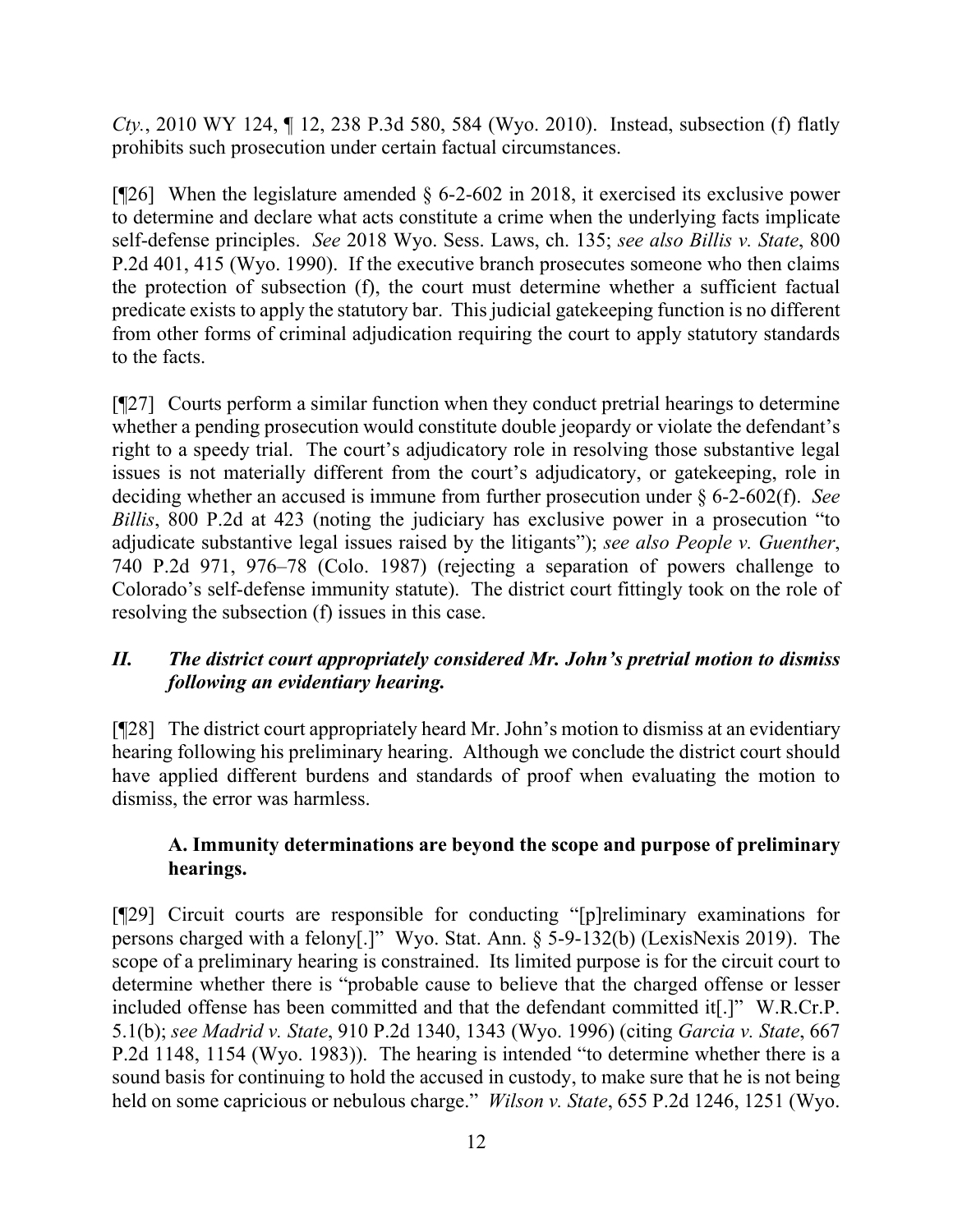*Cty.*, 2010 WY 124, ¶ 12, 238 P.3d 580, 584 (Wyo. 2010). Instead, subsection (f) flatly prohibits such prosecution under certain factual circumstances.

[¶26] When the legislature amended § 6-2-602 in 2018, it exercised its exclusive power to determine and declare what acts constitute a crime when the underlying facts implicate self-defense principles. *See* 2018 Wyo. Sess. Laws, ch. 135; *see also Billis v. State*, 800 P.2d 401, 415 (Wyo. 1990). If the executive branch prosecutes someone who then claims the protection of subsection (f), the court must determine whether a sufficient factual predicate exists to apply the statutory bar. This judicial gatekeeping function is no different from other forms of criminal adjudication requiring the court to apply statutory standards to the facts.

[¶27] Courts perform a similar function when they conduct pretrial hearings to determine whether a pending prosecution would constitute double jeopardy or violate the defendant's right to a speedy trial. The court's adjudicatory role in resolving those substantive legal issues is not materially different from the court's adjudicatory, or gatekeeping, role in deciding whether an accused is immune from further prosecution under § 6-2-602(f). *See Billis*, 800 P.2d at 423 (noting the judiciary has exclusive power in a prosecution "to adjudicate substantive legal issues raised by the litigants"); *see also People v. Guenther*, 740 P.2d 971, 976–78 (Colo. 1987) (rejecting a separation of powers challenge to Colorado's self-defense immunity statute). The district court fittingly took on the role of resolving the subsection (f) issues in this case.

### *II. The district court appropriately considered Mr. John's pretrial motion to dismiss following an evidentiary hearing.*

[¶28] The district court appropriately heard Mr. John's motion to dismiss at an evidentiary hearing following his preliminary hearing. Although we conclude the district court should have applied different burdens and standards of proof when evaluating the motion to dismiss, the error was harmless.

#### A. Immunity determinations are beyond the scope and purpose of preliminary hearings.

[¶29] Circuit courts are responsible for conducting "[p]reliminary examinations for persons charged with a felony[.]" Wyo. Stat. Ann. § 5-9-132(b) (LexisNexis 2019). The scope of a preliminary hearing is constrained. Its limited purpose is for the circuit court to determine whether there is "probable cause to believe that the charged offense or lesser included offense has been committed and that the defendant committed it[.]" W.R.Cr.P. 5.1(b); *see Madrid v. State*, 910 P.2d 1340, 1343 (Wyo. 1996) (citing *Garcia v. State*, 667 P.2d 1148, 1154 (Wyo. 1983)). The hearing is intended "to determine whether there is a sound basis for continuing to hold the accused in custody, to make sure that he is not being held on some capricious or nebulous charge." *Wilson v. State*, 655 P.2d 1246, 1251 (Wyo.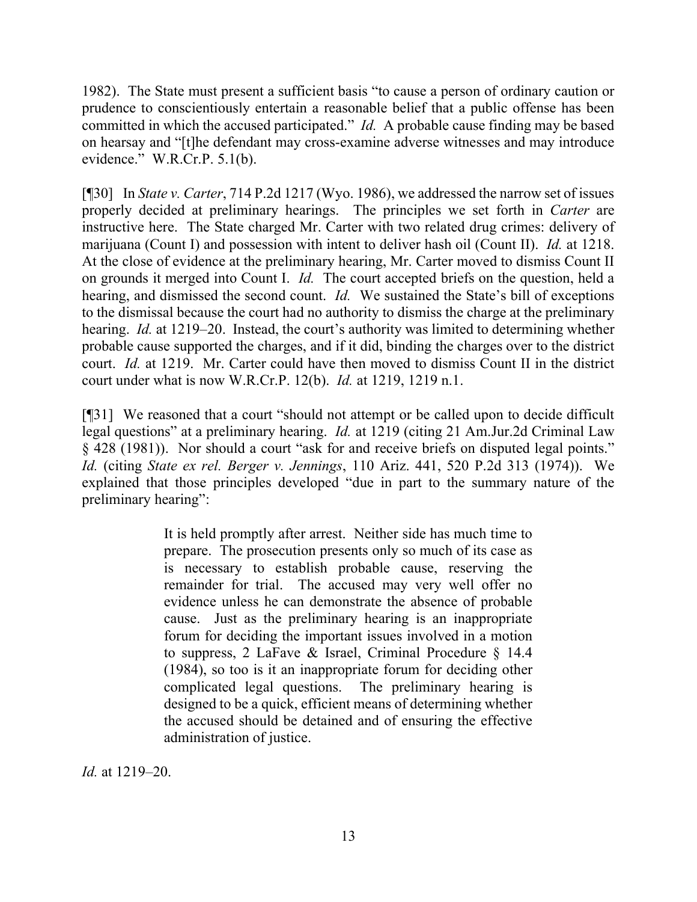1982). The State must present a sufficient basis "to cause a person of ordinary caution or prudence to conscientiously entertain a reasonable belief that a public offense has been committed in which the accused participated." *Id.* A probable cause finding may be based on hearsay and "[t]he defendant may cross-examine adverse witnesses and may introduce evidence." W.R.Cr.P. 5.1(b).

[¶30] In *State v. Carter*, 714 P.2d 1217 (Wyo. 1986), we addressed the narrow set of issues properly decided at preliminary hearings. The principles we set forth in *Carter* are instructive here. The State charged Mr. Carter with two related drug crimes: delivery of marijuana (Count I) and possession with intent to deliver hash oil (Count II). *Id.* at 1218. At the close of evidence at the preliminary hearing, Mr. Carter moved to dismiss Count II on grounds it merged into Count I. *Id.* The court accepted briefs on the question, held a hearing, and dismissed the second count. *Id.* We sustained the State's bill of exceptions to the dismissal because the court had no authority to dismiss the charge at the preliminary hearing. *Id.* at 1219–20. Instead, the court's authority was limited to determining whether probable cause supported the charges, and if it did, binding the charges over to the district court. *Id.* at 1219. Mr. Carter could have then moved to dismiss Count II in the district court under what is now W.R.Cr.P. 12(b). *Id.* at 1219, 1219 n.1.

[¶31] We reasoned that a court "should not attempt or be called upon to decide difficult legal questions" at a preliminary hearing. *Id.* at 1219 (citing 21 Am.Jur.2d Criminal Law § 428 (1981)). Nor should a court "ask for and receive briefs on disputed legal points." *Id.* (citing *State ex rel. Berger v. Jennings*, 110 Ariz. 441, 520 P.2d 313 (1974)). We explained that those principles developed "due in part to the summary nature of the preliminary hearing":

> It is held promptly after arrest. Neither side has much time to prepare. The prosecution presents only so much of its case as is necessary to establish probable cause, reserving the remainder for trial. The accused may very well offer no evidence unless he can demonstrate the absence of probable cause. Just as the preliminary hearing is an inappropriate forum for deciding the important issues involved in a motion to suppress, 2 LaFave & Israel, Criminal Procedure § 14.4 (1984), so too is it an inappropriate forum for deciding other complicated legal questions. The preliminary hearing is designed to be a quick, efficient means of determining whether the accused should be detained and of ensuring the effective administration of justice.

*Id.* at 1219–20.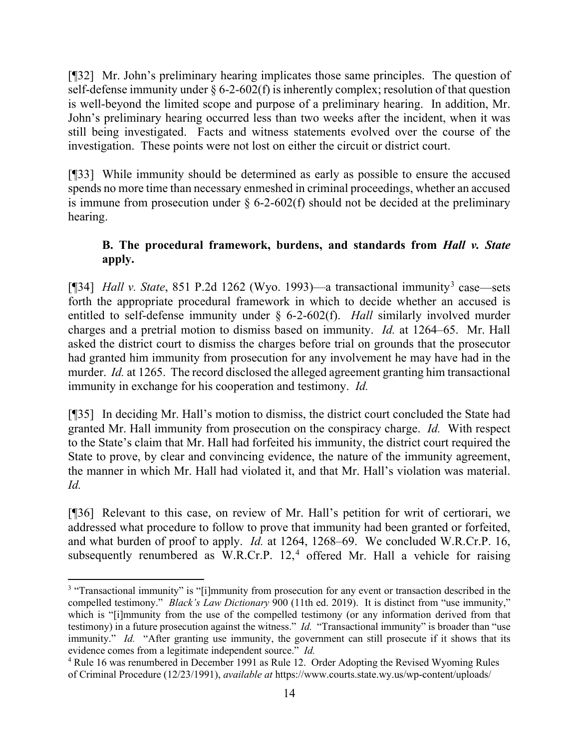[¶32] Mr. John's preliminary hearing implicates those same principles. The question of self-defense immunity under § 6-2-602(f) is inherently complex; resolution of that question is well-beyond the limited scope and purpose of a preliminary hearing. In addition, Mr. John's preliminary hearing occurred less than two weeks after the incident, when it was still being investigated. Facts and witness statements evolved over the course of the investigation. These points were not lost on either the circuit or district court.

[¶33] While immunity should be determined as early as possible to ensure the accused spends no more time than necessary enmeshed in criminal proceedings, whether an accused is immune from prosecution under § 6-2-602(f) should not be decided at the preliminary hearing.

### B. The procedural framework, burdens, and standards from *Hall v. State* apply.

[¶34] *Hall v. State*, 851 P.2d 1262 (Wyo. 1993)—a transactional immunity[3] case—sets forth the appropriate procedural framework in which to decide whether an accused is entitled to self-defense immunity under § 6-2-602(f). *Hall* similarly involved murder charges and a pretrial motion to dismiss based on immunity. *Id.* at 1264–65. Mr. Hall asked the district court to dismiss the charges before trial on grounds that the prosecutor had granted him immunity from prosecution for any involvement he may have had in the murder. *Id.* at 1265. The record disclosed the alleged agreement granting him transactional immunity in exchange for his cooperation and testimony. *Id.*

[¶35] In deciding Mr. Hall's motion to dismiss, the district court concluded the State had granted Mr. Hall immunity from prosecution on the conspiracy charge. *Id.* With respect to the State's claim that Mr. Hall had forfeited his immunity, the district court required the State to prove, by clear and convincing evidence, the nature of the immunity agreement, the manner in which Mr. Hall had violated it, and that Mr. Hall's violation was material. *Id.*

[¶36] Relevant to this case, on review of Mr. Hall's petition for writ of certiorari, we addressed what procedure to follow to prove that immunity had been granted or forfeited, and what burden of proof to apply. *Id.* at 1264, 1268–69. We concluded W.R.Cr.P. 16, subsequently renumbered as W.R.Cr.P. 12,[4] offered Mr. Hall a vehicle for raising

---

[3] "Transactional immunity" is "[i]mmunity from prosecution for any event or transaction described in the compelled testimony." *Black's Law Dictionary* 900 (11th ed. 2019). It is distinct from "use immunity," which is "[i]mmunity from the use of the compelled testimony (or any information derived from that testimony) in a future prosecution against the witness." *Id.* "Transactional immunity" is broader than "use immunity." *Id.* "After granting use immunity, the government can still prosecute if it shows that its evidence comes from a legitimate independent source." *Id.*

[4] Rule 16 was renumbered in December 1991 as Rule 12. Order Adopting the Revised Wyoming Rules of Criminal Procedure (12/23/1991), *available at* https://www.courts.state.wy.us/wp-content/uploads/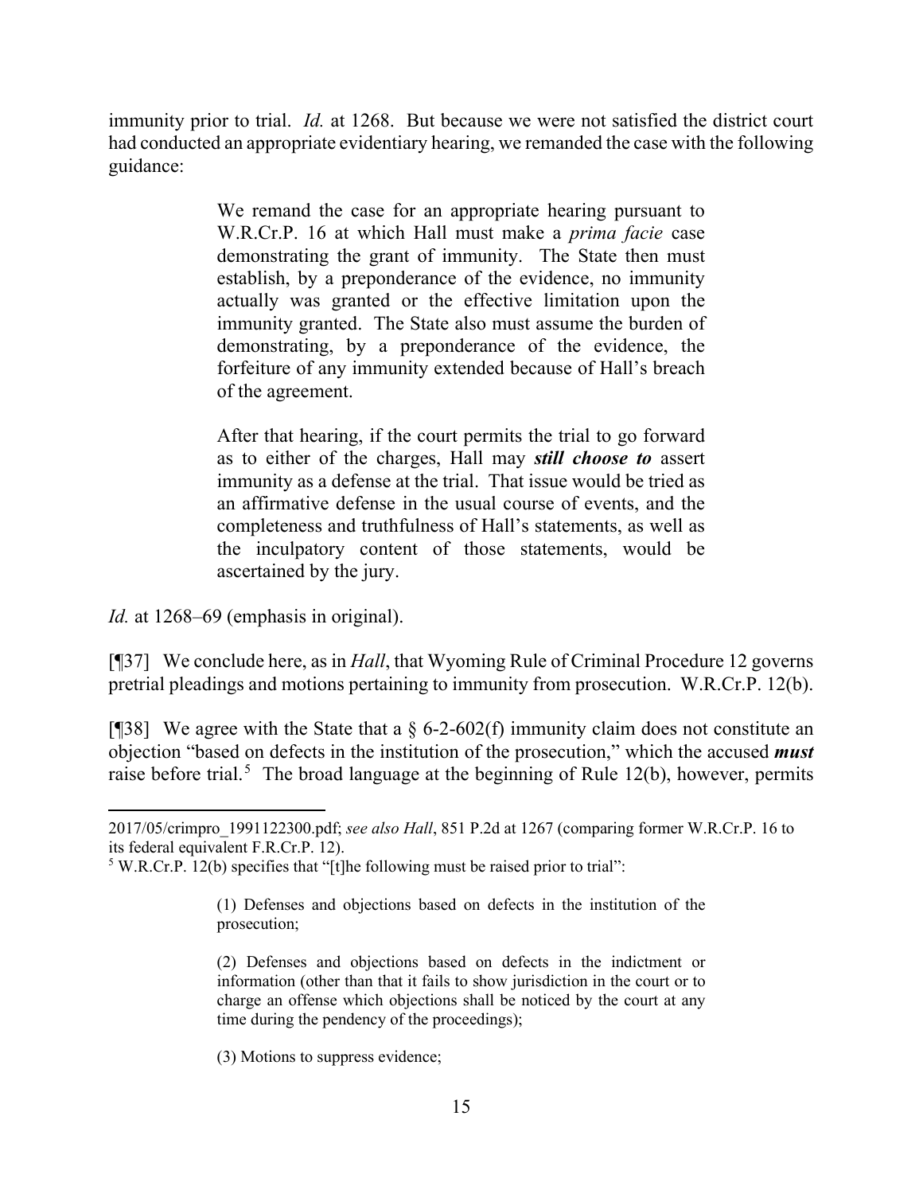immunity prior to trial. *Id.* at 1268. But because we were not satisfied the district court had conducted an appropriate evidentiary hearing, we remanded the case with the following guidance:

> We remand the case for an appropriate hearing pursuant to W.R.Cr.P. 16 at which Hall must make a *prima facie* case demonstrating the grant of immunity. The State then must establish, by a preponderance of the evidence, no immunity actually was granted or the effective limitation upon the immunity granted. The State also must assume the burden of demonstrating, by a preponderance of the evidence, the forfeiture of any immunity extended because of Hall's breach of the agreement.
>
> After that hearing, if the court permits the trial to go forward as to either of the charges, Hall may ***still choose to*** assert immunity as a defense at the trial. That issue would be tried as an affirmative defense in the usual course of events, and the completeness and truthfulness of Hall's statements, as well as the inculpatory content of those statements, would be ascertained by the jury.

*Id.* at 1268–69 (emphasis in original).

[¶37] We conclude here, as in *Hall*, that Wyoming Rule of Criminal Procedure 12 governs pretrial pleadings and motions pertaining to immunity from prosecution. W.R.Cr.P. 12(b).

[¶38] We agree with the State that a § 6-2-602(f) immunity claim does not constitute an objection "based on defects in the institution of the prosecution," which the accused ***must*** raise before trial.[5] The broad language at the beginning of Rule 12(b), however, permits

---

2017/05/crimpro_1991122300.pdf; *see also Hall*, 851 P.2d at 1267 (comparing former W.R.Cr.P. 16 to its federal equivalent F.R.Cr.P. 12).

[5] W.R.Cr.P. 12(b) specifies that "[t]he following must be raised prior to trial":

> (1) Defenses and objections based on defects in the institution of the prosecution;
>
> (2) Defenses and objections based on defects in the indictment or information (other than that it fails to show jurisdiction in the court or to charge an offense which objections shall be noticed by the court at any time during the pendency of the proceedings);
>
> (3) Motions to suppress evidence;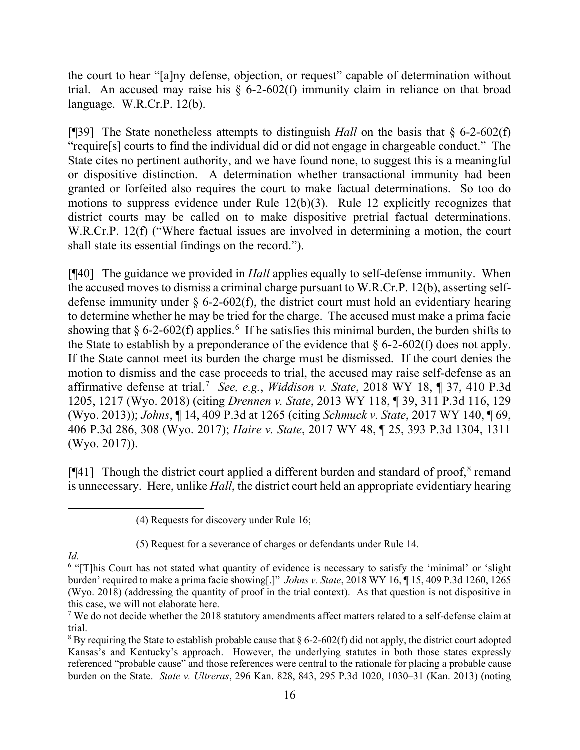the court to hear "[a]ny defense, objection, or request" capable of determination without trial. An accused may raise his § 6-2-602(f) immunity claim in reliance on that broad language. W.R.Cr.P. 12(b).

[¶39] The State nonetheless attempts to distinguish *Hall* on the basis that § 6-2-602(f) "require[s] courts to find the individual did or did not engage in chargeable conduct." The State cites no pertinent authority, and we have found none, to suggest this is a meaningful or dispositive distinction. A determination whether transactional immunity had been granted or forfeited also requires the court to make factual determinations. So too do motions to suppress evidence under Rule 12(b)(3). Rule 12 explicitly recognizes that district courts may be called on to make dispositive pretrial factual determinations. W.R.Cr.P. 12(f) ("Where factual issues are involved in determining a motion, the court shall state its essential findings on the record.").

[¶40] The guidance we provided in *Hall* applies equally to self-defense immunity. When the accused moves to dismiss a criminal charge pursuant to W.R.Cr.P. 12(b), asserting self-defense immunity under § 6-2-602(f), the district court must hold an evidentiary hearing to determine whether he may be tried for the charge. The accused must make a prima facie showing that § 6-2-602(f) applies.[6] If he satisfies this minimal burden, the burden shifts to the State to establish by a preponderance of the evidence that § 6-2-602(f) does not apply. If the State cannot meet its burden the charge must be dismissed. If the court denies the motion to dismiss and the case proceeds to trial, the accused may raise self-defense as an affirmative defense at trial.[7] *See, e.g.*, *Widdison v. State*, 2018 WY 18, ¶ 37, 410 P.3d 1205, 1217 (Wyo. 2018) (citing *Drennen v. State*, 2013 WY 118, ¶ 39, 311 P.3d 116, 129 (Wyo. 2013)); *Johns*, ¶ 14, 409 P.3d at 1265 (citing *Schmuck v. State*, 2017 WY 140, ¶ 69, 406 P.3d 286, 308 (Wyo. 2017); *Haire v. State*, 2017 WY 48, ¶ 25, 393 P.3d 1304, 1311 (Wyo. 2017)).

[¶41] Though the district court applied a different burden and standard of proof,[8] remand is unnecessary. Here, unlike *Hall*, the district court held an appropriate evidentiary hearing

---

(4) Requests for discovery under Rule 16;

(5) Request for a severance of charges or defendants under Rule 14.

*Id.*

[6] "[T]his Court has not stated what quantity of evidence is necessary to satisfy the 'minimal' or 'slight burden' required to make a prima facie showing[.]" *Johns v. State*, 2018 WY 16, ¶ 15, 409 P.3d 1260, 1265 (Wyo. 2018) (addressing the quantity of proof in the trial context). As that question is not dispositive in this case, we will not elaborate here.

[7] We do not decide whether the 2018 statutory amendments affect matters related to a self-defense claim at trial.

[8] By requiring the State to establish probable cause that § 6-2-602(f) did not apply, the district court adopted Kansas's and Kentucky's approach. However, the underlying statutes in both those states expressly referenced "probable cause" and those references were central to the rationale for placing a probable cause burden on the State. *State v. Ultreras*, 296 Kan. 828, 843, 295 P.3d 1020, 1030–31 (Kan. 2013) (noting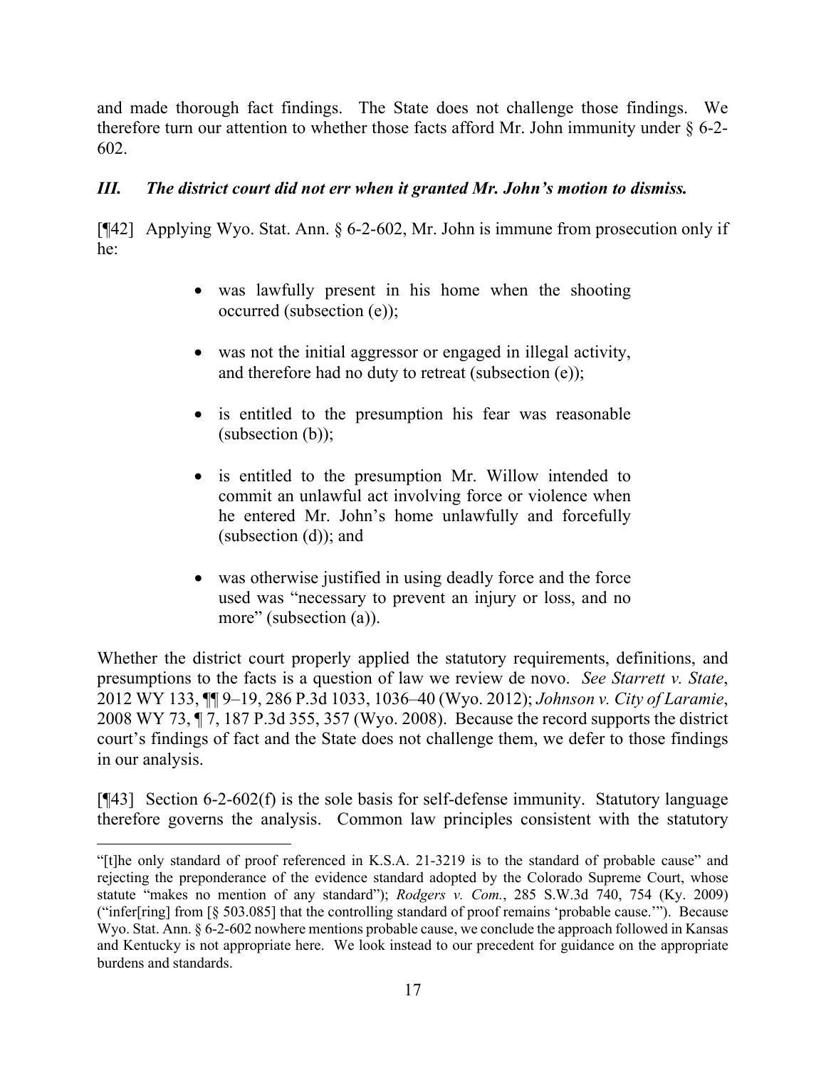and made thorough fact findings. The State does not challenge those findings. We therefore turn our attention to whether those facts afford Mr. John immunity under § 6-2-602.

### *III. The district court did not err when it granted Mr. John's motion to dismiss.*

[¶42] Applying Wyo. Stat. Ann. § 6-2-602, Mr. John is immune from prosecution only if he:

- was lawfully present in his home when the shooting occurred (subsection (e));
- was not the initial aggressor or engaged in illegal activity, and therefore had no duty to retreat (subsection (e));
- is entitled to the presumption his fear was reasonable (subsection (b));
- is entitled to the presumption Mr. Willow intended to commit an unlawful act involving force or violence when he entered Mr. John's home unlawfully and forcefully (subsection (d)); and
- was otherwise justified in using deadly force and the force used was "necessary to prevent an injury or loss, and no more" (subsection (a)).

Whether the district court properly applied the statutory requirements, definitions, and presumptions to the facts is a question of law we review de novo. *See Starrett v. State*, 2012 WY 133, ¶¶ 9–19, 286 P.3d 1033, 1036–40 (Wyo. 2012); *Johnson v. City of Laramie*, 2008 WY 73, ¶ 7, 187 P.3d 355, 357 (Wyo. 2008). Because the record supports the district court's findings of fact and the State does not challenge them, we defer to those findings in our analysis.

[¶43] Section 6-2-602(f) is the sole basis for self-defense immunity. Statutory language therefore governs the analysis. Common law principles consistent with the statutory

---

"[t]he only standard of proof referenced in K.S.A. 21-3219 is to the standard of probable cause" and rejecting the preponderance of the evidence standard adopted by the Colorado Supreme Court, whose statute "makes no mention of any standard"); *Rodgers v. Com.*, 285 S.W.3d 740, 754 (Ky. 2009) ("infer[ring] from [§ 503.085] that the controlling standard of proof remains 'probable cause.'"). Because Wyo. Stat. Ann. § 6-2-602 nowhere mentions probable cause, we conclude the approach followed in Kansas and Kentucky is not appropriate here. We look instead to our precedent for guidance on the appropriate burdens and standards.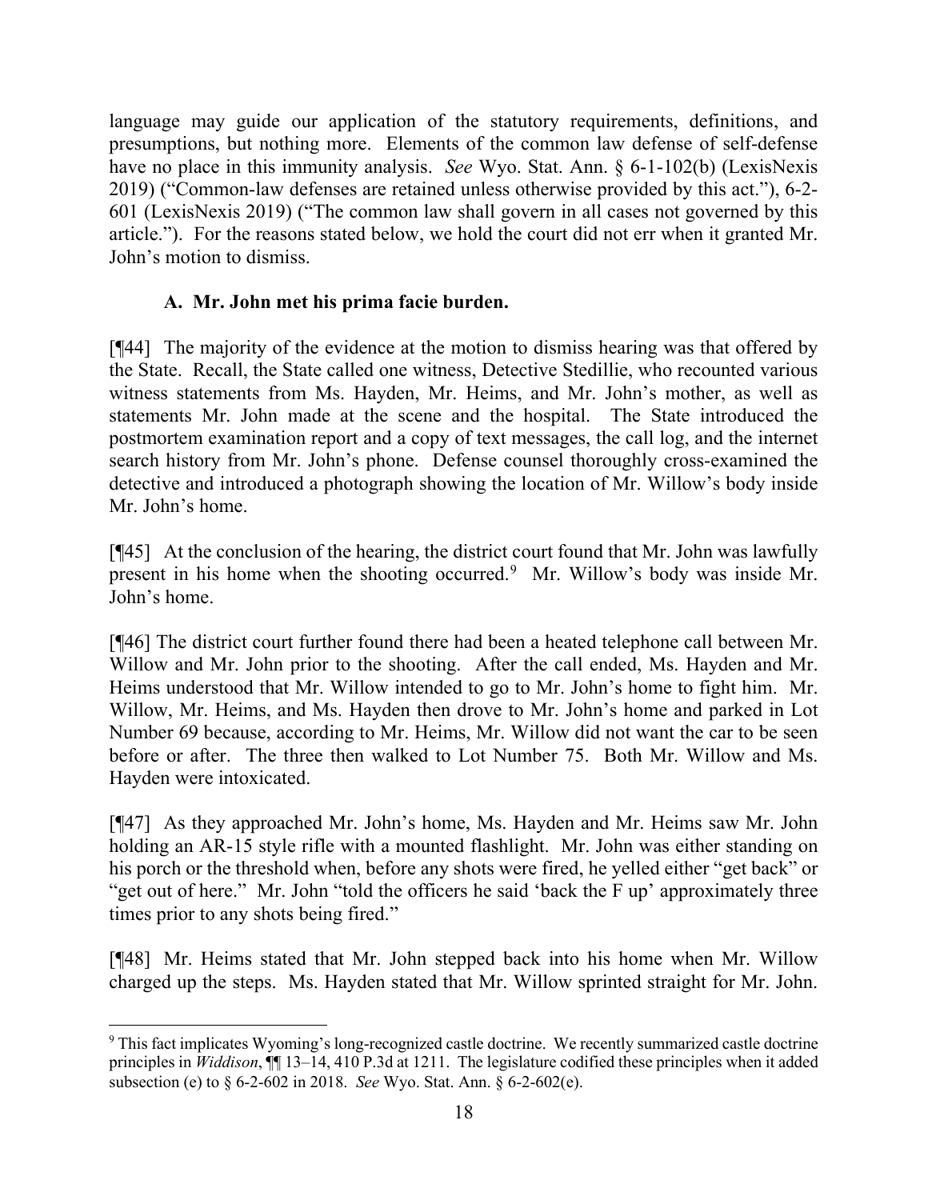language may guide our application of the statutory requirements, definitions, and presumptions, but nothing more. Elements of the common law defense of self-defense have no place in this immunity analysis. *See* Wyo. Stat. Ann. § 6-1-102(b) (LexisNexis 2019) ("Common-law defenses are retained unless otherwise provided by this act."), 6-2-601 (LexisNexis 2019) ("The common law shall govern in all cases not governed by this article."). For the reasons stated below, we hold the court did not err when it granted Mr. John's motion to dismiss.

### A. Mr. John met his prima facie burden.

[¶44] The majority of the evidence at the motion to dismiss hearing was that offered by the State. Recall, the State called one witness, Detective Stedillie, who recounted various witness statements from Ms. Hayden, Mr. Heims, and Mr. John's mother, as well as statements Mr. John made at the scene and the hospital. The State introduced the postmortem examination report and a copy of text messages, the call log, and the internet search history from Mr. John's phone. Defense counsel thoroughly cross-examined the detective and introduced a photograph showing the location of Mr. Willow's body inside Mr. John's home.

[¶45] At the conclusion of the hearing, the district court found that Mr. John was lawfully present in his home when the shooting occurred.[9] Mr. Willow's body was inside Mr. John's home.

[¶46] The district court further found there had been a heated telephone call between Mr. Willow and Mr. John prior to the shooting. After the call ended, Ms. Hayden and Mr. Heims understood that Mr. Willow intended to go to Mr. John's home to fight him. Mr. Willow, Mr. Heims, and Ms. Hayden then drove to Mr. John's home and parked in Lot Number 69 because, according to Mr. Heims, Mr. Willow did not want the car to be seen before or after. The three then walked to Lot Number 75. Both Mr. Willow and Ms. Hayden were intoxicated.

[¶47] As they approached Mr. John's home, Ms. Hayden and Mr. Heims saw Mr. John holding an AR-15 style rifle with a mounted flashlight. Mr. John was either standing on his porch or the threshold when, before any shots were fired, he yelled either "get back" or "get out of here." Mr. John "told the officers he said 'back the F up' approximately three times prior to any shots being fired."

[¶48] Mr. Heims stated that Mr. John stepped back into his home when Mr. Willow charged up the steps. Ms. Hayden stated that Mr. Willow sprinted straight for Mr. John.

---

[9] This fact implicates Wyoming's long-recognized castle doctrine. We recently summarized castle doctrine principles in *Widdison*, ¶¶ 13–14, 410 P.3d at 1211. The legislature codified these principles when it added subsection (e) to § 6-2-602 in 2018. *See* Wyo. Stat. Ann. § 6-2-602(e).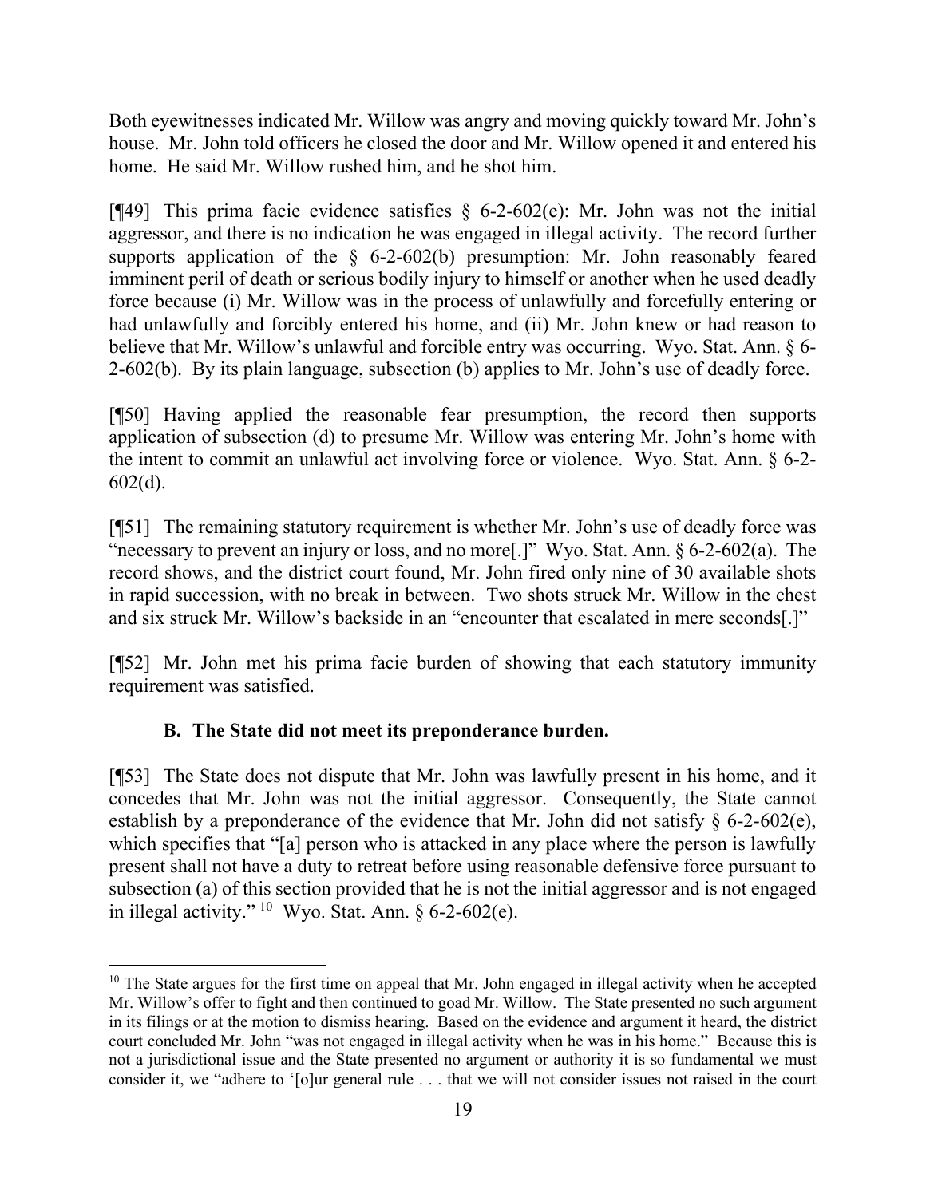Both eyewitnesses indicated Mr. Willow was angry and moving quickly toward Mr. John's house. Mr. John told officers he closed the door and Mr. Willow opened it and entered his home. He said Mr. Willow rushed him, and he shot him.

[¶49] This prima facie evidence satisfies § 6-2-602(e): Mr. John was not the initial aggressor, and there is no indication he was engaged in illegal activity. The record further supports application of the § 6-2-602(b) presumption: Mr. John reasonably feared imminent peril of death or serious bodily injury to himself or another when he used deadly force because (i) Mr. Willow was in the process of unlawfully and forcefully entering or had unlawfully and forcibly entered his home, and (ii) Mr. John knew or had reason to believe that Mr. Willow's unlawful and forcible entry was occurring. Wyo. Stat. Ann. § 6-2-602(b). By its plain language, subsection (b) applies to Mr. John's use of deadly force.

[¶50] Having applied the reasonable fear presumption, the record then supports application of subsection (d) to presume Mr. Willow was entering Mr. John's home with the intent to commit an unlawful act involving force or violence. Wyo. Stat. Ann. § 6-2-602(d).

[¶51] The remaining statutory requirement is whether Mr. John's use of deadly force was "necessary to prevent an injury or loss, and no more[.]" Wyo. Stat. Ann. § 6-2-602(a). The record shows, and the district court found, Mr. John fired only nine of 30 available shots in rapid succession, with no break in between. Two shots struck Mr. Willow in the chest and six struck Mr. Willow's backside in an "encounter that escalated in mere seconds[.]"

[¶52] Mr. John met his prima facie burden of showing that each statutory immunity requirement was satisfied.

### B. The State did not meet its preponderance burden.

[¶53] The State does not dispute that Mr. John was lawfully present in his home, and it concedes that Mr. John was not the initial aggressor. Consequently, the State cannot establish by a preponderance of the evidence that Mr. John did not satisfy § 6-2-602(e), which specifies that "[a] person who is attacked in any place where the person is lawfully present shall not have a duty to retreat before using reasonable defensive force pursuant to subsection (a) of this section provided that he is not the initial aggressor and is not engaged in illegal activity." [10] Wyo. Stat. Ann. § 6-2-602(e).

---

[10] The State argues for the first time on appeal that Mr. John engaged in illegal activity when he accepted Mr. Willow's offer to fight and then continued to goad Mr. Willow. The State presented no such argument in its filings or at the motion to dismiss hearing. Based on the evidence and argument it heard, the district court concluded Mr. John "was not engaged in illegal activity when he was in his home." Because this is not a jurisdictional issue and the State presented no argument or authority it is so fundamental we must consider it, we "adhere to '[o]ur general rule . . . that we will not consider issues not raised in the court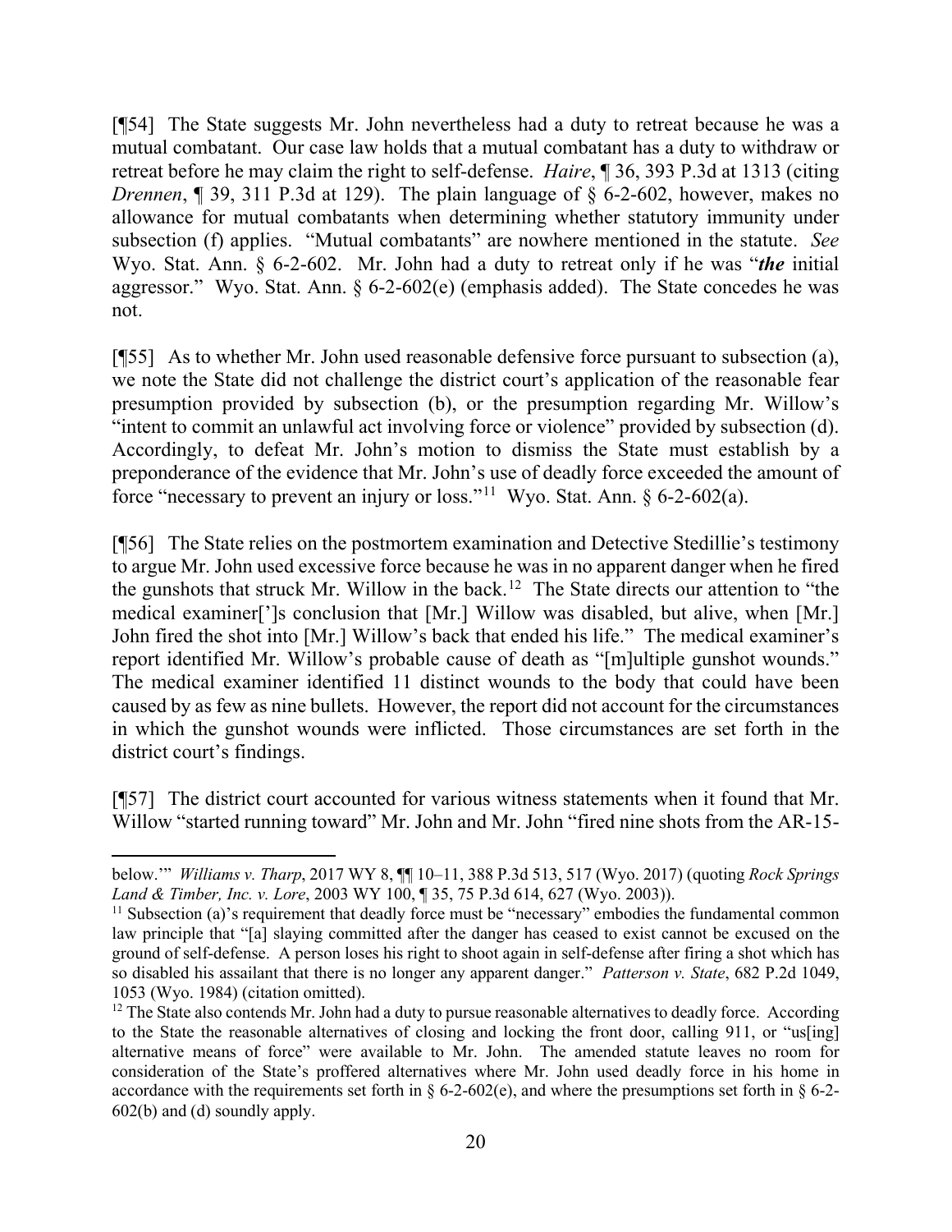[¶54] The State suggests Mr. John nevertheless had a duty to retreat because he was a mutual combatant. Our case law holds that a mutual combatant has a duty to withdraw or retreat before he may claim the right to self-defense. *Haire*, ¶ 36, 393 P.3d at 1313 (citing *Drennen*, ¶ 39, 311 P.3d at 129). The plain language of § 6-2-602, however, makes no allowance for mutual combatants when determining whether statutory immunity under subsection (f) applies. "Mutual combatants" are nowhere mentioned in the statute. *See* Wyo. Stat. Ann. § 6-2-602. Mr. John had a duty to retreat only if he was "***the*** initial aggressor." Wyo. Stat. Ann. § 6-2-602(e) (emphasis added). The State concedes he was not.

[¶55] As to whether Mr. John used reasonable defensive force pursuant to subsection (a), we note the State did not challenge the district court's application of the reasonable fear presumption provided by subsection (b), or the presumption regarding Mr. Willow's "intent to commit an unlawful act involving force or violence" provided by subsection (d). Accordingly, to defeat Mr. John's motion to dismiss the State must establish by a preponderance of the evidence that Mr. John's use of deadly force exceeded the amount of force "necessary to prevent an injury or loss."[11] Wyo. Stat. Ann. § 6-2-602(a).

[¶56] The State relies on the postmortem examination and Detective Stedillie's testimony to argue Mr. John used excessive force because he was in no apparent danger when he fired the gunshots that struck Mr. Willow in the back.[12] The State directs our attention to "the medical examiner[']s conclusion that [Mr.] Willow was disabled, but alive, when [Mr.] John fired the shot into [Mr.] Willow's back that ended his life." The medical examiner's report identified Mr. Willow's probable cause of death as "[m]ultiple gunshot wounds." The medical examiner identified 11 distinct wounds to the body that could have been caused by as few as nine bullets. However, the report did not account for the circumstances in which the gunshot wounds were inflicted. Those circumstances are set forth in the district court's findings.

[¶57] The district court accounted for various witness statements when it found that Mr. Willow "started running toward" Mr. John and Mr. John "fired nine shots from the AR-15-

---

below.'" *Williams v. Tharp*, 2017 WY 8, ¶¶ 10–11, 388 P.3d 513, 517 (Wyo. 2017) (quoting *Rock Springs Land & Timber, Inc. v. Lore*, 2003 WY 100, ¶ 35, 75 P.3d 614, 627 (Wyo. 2003)).

[11] Subsection (a)'s requirement that deadly force must be "necessary" embodies the fundamental common law principle that "[a] slaying committed after the danger has ceased to exist cannot be excused on the ground of self-defense. A person loses his right to shoot again in self-defense after firing a shot which has so disabled his assailant that there is no longer any apparent danger." *Patterson v. State*, 682 P.2d 1049, 1053 (Wyo. 1984) (citation omitted).

[12] The State also contends Mr. John had a duty to pursue reasonable alternatives to deadly force. According to the State the reasonable alternatives of closing and locking the front door, calling 911, or "us[ing] alternative means of force" were available to Mr. John. The amended statute leaves no room for consideration of the State's proffered alternatives where Mr. John used deadly force in his home in accordance with the requirements set forth in § 6-2-602(e), and where the presumptions set forth in § 6-2-602(b) and (d) soundly apply.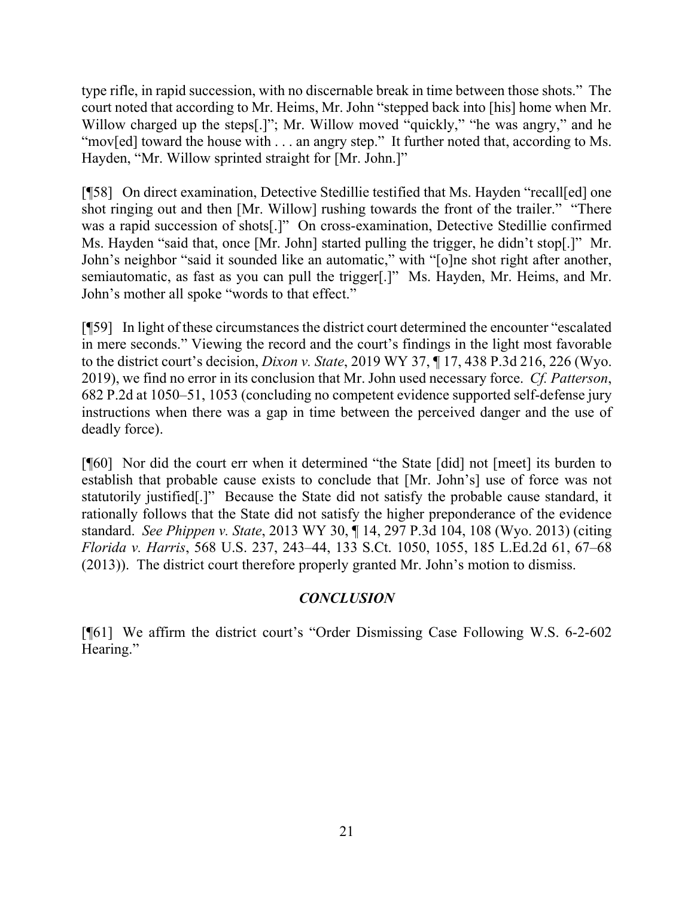type rifle, in rapid succession, with no discernable break in time between those shots." The court noted that according to Mr. Heims, Mr. John "stepped back into [his] home when Mr. Willow charged up the steps[.]"; Mr. Willow moved "quickly," "he was angry," and he "mov[ed] toward the house with . . . an angry step." It further noted that, according to Ms. Hayden, "Mr. Willow sprinted straight for [Mr. John.]"

[¶58] On direct examination, Detective Stedillie testified that Ms. Hayden "recall[ed] one shot ringing out and then [Mr. Willow] rushing towards the front of the trailer." "There was a rapid succession of shots[.]" On cross-examination, Detective Stedillie confirmed Ms. Hayden "said that, once [Mr. John] started pulling the trigger, he didn't stop[.]" Mr. John's neighbor "said it sounded like an automatic," with "[o]ne shot right after another, semiautomatic, as fast as you can pull the trigger[.]" Ms. Hayden, Mr. Heims, and Mr. John's mother all spoke "words to that effect."

[¶59] In light of these circumstances the district court determined the encounter "escalated in mere seconds." Viewing the record and the court's findings in the light most favorable to the district court's decision, *Dixon v. State*, 2019 WY 37, ¶ 17, 438 P.3d 216, 226 (Wyo. 2019), we find no error in its conclusion that Mr. John used necessary force. *Cf. Patterson*, 682 P.2d at 1050–51, 1053 (concluding no competent evidence supported self-defense jury instructions when there was a gap in time between the perceived danger and the use of deadly force).

[¶60] Nor did the court err when it determined "the State [did] not [meet] its burden to establish that probable cause exists to conclude that [Mr. John's] use of force was not statutorily justified[.]" Because the State did not satisfy the probable cause standard, it rationally follows that the State did not satisfy the higher preponderance of the evidence standard. *See Phippen v. State*, 2013 WY 30, ¶ 14, 297 P.3d 104, 108 (Wyo. 2013) (citing *Florida v. Harris*, 568 U.S. 237, 243–44, 133 S.Ct. 1050, 1055, 185 L.Ed.2d 61, 67–68 (2013)). The district court therefore properly granted Mr. John's motion to dismiss.

## *CONCLUSION*

[¶61] We affirm the district court's "Order Dismissing Case Following W.S. 6-2-602 Hearing."